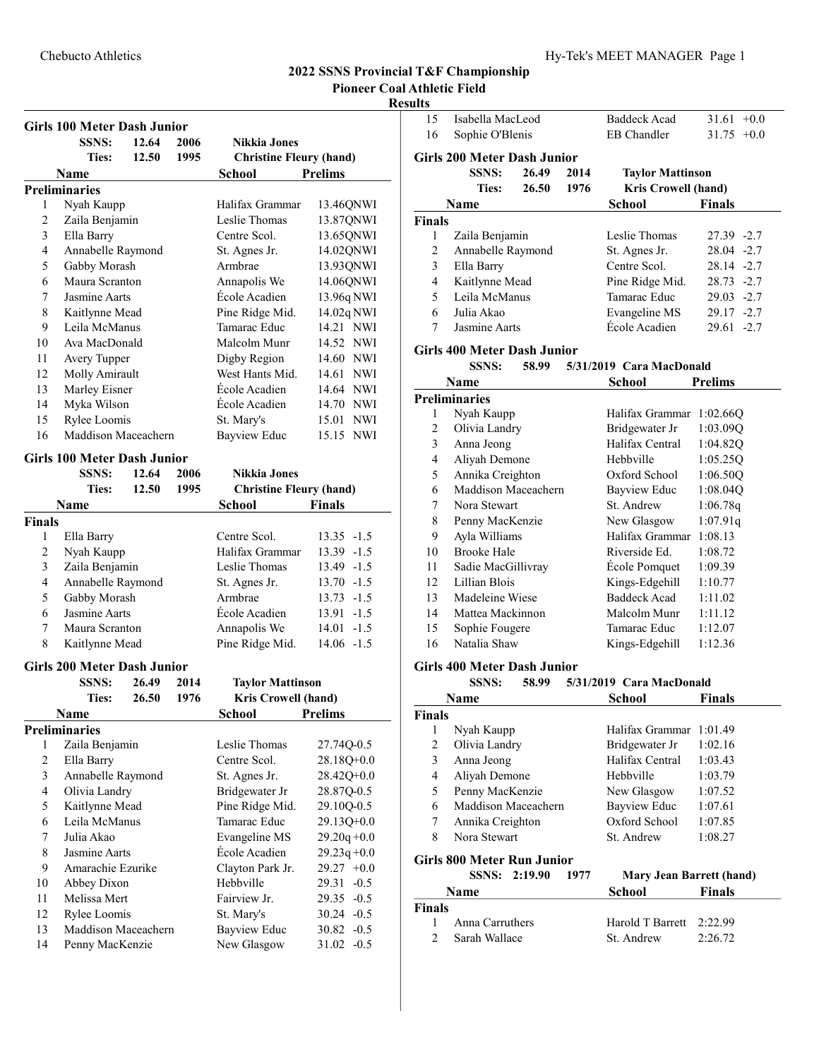# 2022 SSNS Provincial T&F Championship

## Pioneer Coal Athletic Field

### Results

**Girls 100 Meter Dash Junior**

| | SSNS: | 12.64 | 2006 | Nikkia Jones |
|---|---|---|---|---|
| | Ties: | 12.50 | 1995 | Christine Fleury (hand) |

**Preliminaries**

| | Name | School | Prelims |
|---|---|---|---|
| 1 | Nyah Kaupp | Halifax Grammar | 13.46QNWI |
| 2 | Zaila Benjamin | Leslie Thomas | 13.87QNWI |
| 3 | Ella Barry | Centre Scol. | 13.65QNWI |
| 4 | Annabelle Raymond | St. Agnes Jr. | 14.02QNWI |
| 5 | Gabby Morash | Armbrae | 13.93QNWI |
| 6 | Maura Scranton | Annapolis We | 14.06QNWI |
| 7 | Jasmine Aarts | École Acadien | 13.96q NWI |
| 8 | Kaitlynne Mead | Pine Ridge Mid. | 14.02q NWI |
| 9 | Leila McManus | Tamarac Educ | 14.21 NWI |
| 10 | Ava MacDonald | Malcolm Munr | 14.52 NWI |
| 11 | Avery Tupper | Digby Region | 14.60 NWI |
| 12 | Molly Amirault | West Hants Mid. | 14.61 NWI |
| 13 | Marley Eisner | École Acadien | 14.64 NWI |
| 14 | Myka Wilson | École Acadien | 14.70 NWI |
| 15 | Rylee Loomis | St. Mary's | 15.01 NWI |
| 16 | Maddison Maceachern | Bayview Educ | 15.15 NWI |

**Girls 100 Meter Dash Junior**

| | SSNS: | 12.64 | 2006 | Nikkia Jones |
|---|---|---|---|---|
| | Ties: | 12.50 | 1995 | Christine Fleury (hand) |

**Finals**

| | Name | School | Finals | |
|---|---|---|---|---|
| 1 | Ella Barry | Centre Scol. | 13.35 | -1.5 |
| 2 | Nyah Kaupp | Halifax Grammar | 13.39 | -1.5 |
| 3 | Zaila Benjamin | Leslie Thomas | 13.49 | -1.5 |
| 4 | Annabelle Raymond | St. Agnes Jr. | 13.70 | -1.5 |
| 5 | Gabby Morash | Armbrae | 13.73 | -1.5 |
| 6 | Jasmine Aarts | École Acadien | 13.91 | -1.5 |
| 7 | Maura Scranton | Annapolis We | 14.01 | -1.5 |
| 8 | Kaitlynne Mead | Pine Ridge Mid. | 14.06 | -1.5 |

**Girls 200 Meter Dash Junior**

| | SSNS: | 26.49 | 2014 | Taylor Mattinson |
|---|---|---|---|---|
| | Ties: | 26.50 | 1976 | Kris Crowell (hand) |

**Preliminaries**

| | Name | School | Prelims | |
|---|---|---|---|---|
| 1 | Zaila Benjamin | Leslie Thomas | 27.74Q | -0.5 |
| 2 | Ella Barry | Centre Scol. | 28.18Q | +0.0 |
| 3 | Annabelle Raymond | St. Agnes Jr. | 28.42Q | +0.0 |
| 4 | Olivia Landry | Bridgewater Jr | 28.87Q | -0.5 |
| 5 | Kaitlynne Mead | Pine Ridge Mid. | 29.10Q | -0.5 |
| 6 | Leila McManus | Tamarac Educ | 29.13Q | +0.0 |
| 7 | Julia Akao | Evangeline MS | 29.20q | +0.0 |
| 8 | Jasmine Aarts | École Acadien | 29.23q | +0.0 |
| 9 | Amarachie Ezurike | Clayton Park Jr. | 29.27 | +0.0 |
| 10 | Abbey Dixon | Hebbville | 29.31 | -0.5 |
| 11 | Melissa Mert | Fairview Jr. | 29.35 | -0.5 |
| 12 | Rylee Loomis | St. Mary's | 30.24 | -0.5 |
| 13 | Maddison Maceachern | Bayview Educ | 30.82 | -0.5 |
| 14 | Penny MacKenzie | New Glasgow | 31.02 | -0.5 |
| 15 | Isabella MacLeod | Baddeck Acad | 31.61 | +0.0 |
| 16 | Sophie O'Blenis | EB Chandler | 31.75 | +0.0 |

**Girls 200 Meter Dash Junior**

| | SSNS: | 26.49 | 2014 | Taylor Mattinson |
|---|---|---|---|---|
| | Ties: | 26.50 | 1976 | Kris Crowell (hand) |

**Finals**

| | Name | School | Finals | |
|---|---|---|---|---|
| 1 | Zaila Benjamin | Leslie Thomas | 27.39 | -2.7 |
| 2 | Annabelle Raymond | St. Agnes Jr. | 28.04 | -2.7 |
| 3 | Ella Barry | Centre Scol. | 28.14 | -2.7 |
| 4 | Kaitlynne Mead | Pine Ridge Mid. | 28.73 | -2.7 |
| 5 | Leila McManus | Tamarac Educ | 29.03 | -2.7 |
| 6 | Julia Akao | Evangeline MS | 29.17 | -2.7 |
| 7 | Jasmine Aarts | École Acadien | 29.61 | -2.7 |

**Girls 400 Meter Dash Junior**

| | SSNS: | 58.99 | 5/31/2019 | Cara MacDonald |
|---|---|---|---|---|

**Preliminaries**

| | Name | School | Prelims |
|---|---|---|---|
| 1 | Nyah Kaupp | Halifax Grammar | 1:02.66Q |
| 2 | Olivia Landry | Bridgewater Jr | 1:03.09Q |
| 3 | Anna Jeong | Halifax Central | 1:04.82Q |
| 4 | Aliyah Demone | Hebbville | 1:05.25Q |
| 5 | Annika Creighton | Oxford School | 1:06.50Q |
| 6 | Maddison Maceachern | Bayview Educ | 1:08.04Q |
| 7 | Nora Stewart | St. Andrew | 1:06.78q |
| 8 | Penny MacKenzie | New Glasgow | 1:07.91q |
| 9 | Ayla Williams | Halifax Grammar | 1:08.13 |
| 10 | Brooke Hale | Riverside Ed. | 1:08.72 |
| 11 | Sadie MacGillivray | École Pomquet | 1:09.39 |
| 12 | Lillian Blois | Kings-Edgehill | 1:10.77 |
| 13 | Madeleine Wiese | Baddeck Acad | 1:11.02 |
| 14 | Mattea Mackinnon | Malcolm Munr | 1:11.12 |
| 15 | Sophie Fougere | Tamarac Educ | 1:12.07 |
| 16 | Natalia Shaw | Kings-Edgehill | 1:12.36 |

**Girls 400 Meter Dash Junior**

| | SSNS: | 58.99 | 5/31/2019 | Cara MacDonald |
|---|---|---|---|---|

**Finals**

| | Name | School | Finals |
|---|---|---|---|
| 1 | Nyah Kaupp | Halifax Grammar | 1:01.49 |
| 2 | Olivia Landry | Bridgewater Jr | 1:02.16 |
| 3 | Anna Jeong | Halifax Central | 1:03.43 |
| 4 | Aliyah Demone | Hebbville | 1:03.79 |
| 5 | Penny MacKenzie | New Glasgow | 1:07.52 |
| 6 | Maddison Maceachern | Bayview Educ | 1:07.61 |
| 7 | Annika Creighton | Oxford School | 1:07.85 |
| 8 | Nora Stewart | St. Andrew | 1:08.27 |

**Girls 800 Meter Run Junior**

| | SSNS: | 2:19.90 | 1977 | Mary Jean Barrett (hand) |
|---|---|---|---|---|

**Finals**

| | Name | School | Finals |
|---|---|---|---|
| 1 | Anna Carruthers | Harold T Barrett | 2:22.99 |
| 2 | Sarah Wallace | St. Andrew | 2:26.72 |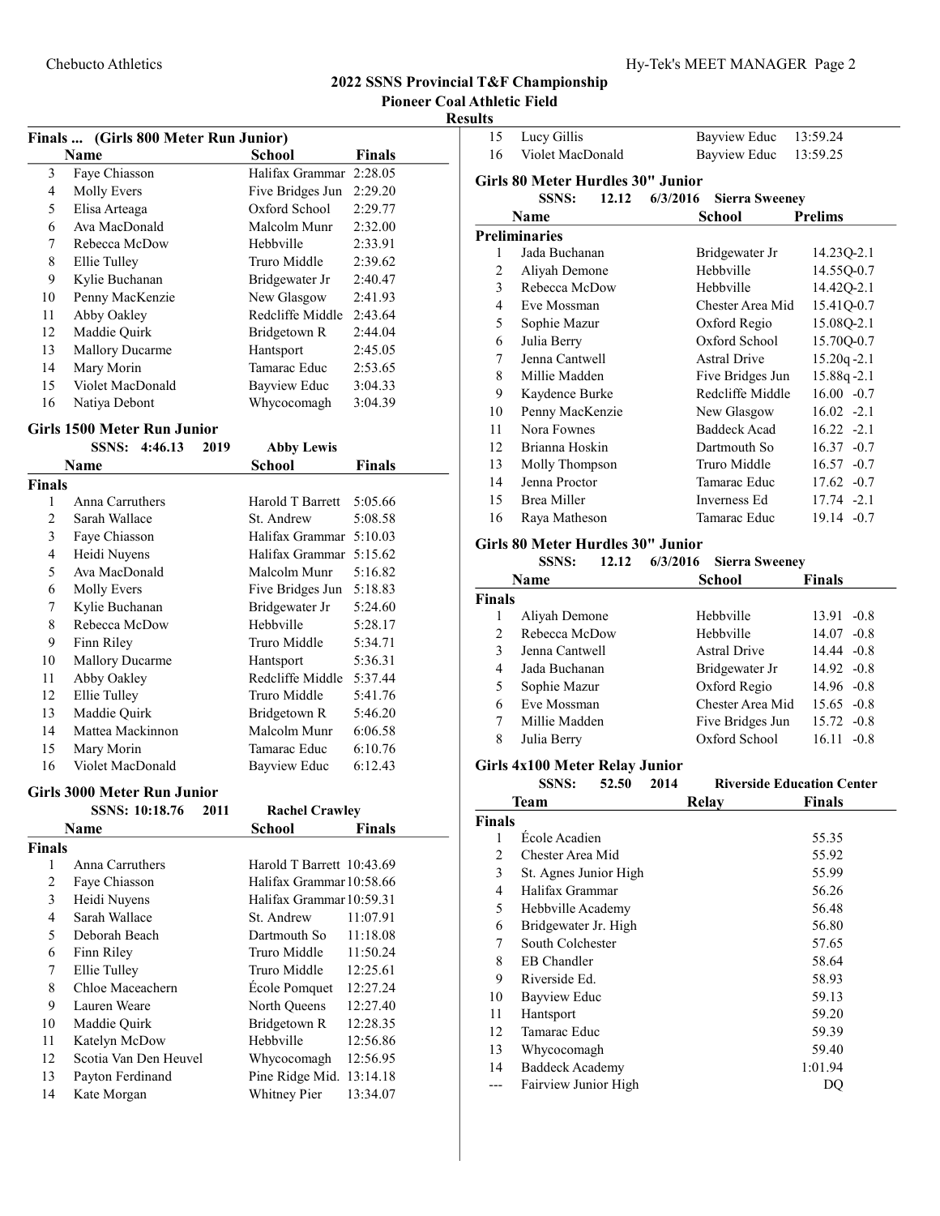# 2022 SSNS Provincial T&F Championship

## Pioneer Coal Athletic Field

### Results

**Finals ... (Girls 800 Meter Run Junior)**

| | Name | School | Finals |
|---|---|---|---|
| 3 | Faye Chiasson | Halifax Grammar | 2:28.05 |
| 4 | Molly Evers | Five Bridges Jun | 2:29.20 |
| 5 | Elisa Arteaga | Oxford School | 2:29.77 |
| 6 | Ava MacDonald | Malcolm Munr | 2:32.00 |
| 7 | Rebecca McDow | Hebbville | 2:33.91 |
| 8 | Ellie Tulley | Truro Middle | 2:39.62 |
| 9 | Kylie Buchanan | Bridgewater Jr | 2:40.47 |
| 10 | Penny MacKenzie | New Glasgow | 2:41.93 |
| 11 | Abby Oakley | Redcliffe Middle | 2:43.64 |
| 12 | Maddie Quirk | Bridgetown R | 2:44.04 |
| 13 | Mallory Ducarme | Hantsport | 2:45.05 |
| 14 | Mary Morin | Tamarac Educ | 2:53.65 |
| 15 | Violet MacDonald | Bayview Educ | 3:04.33 |
| 16 | Natiya Debont | Whycocomagh | 3:04.39 |

**Girls 1500 Meter Run Junior**

SSNS: 4:46.13 2019 Abby Lewis

| | Name | School | Finals |
|---|---|---|---|
| **Finals** | | | |
| 1 | Anna Carruthers | Harold T Barrett | 5:05.66 |
| 2 | Sarah Wallace | St. Andrew | 5:08.58 |
| 3 | Faye Chiasson | Halifax Grammar | 5:10.03 |
| 4 | Heidi Nuyens | Halifax Grammar | 5:15.62 |
| 5 | Ava MacDonald | Malcolm Munr | 5:16.82 |
| 6 | Molly Evers | Five Bridges Jun | 5:18.83 |
| 7 | Kylie Buchanan | Bridgewater Jr | 5:24.60 |
| 8 | Rebecca McDow | Hebbville | 5:28.17 |
| 9 | Finn Riley | Truro Middle | 5:34.71 |
| 10 | Mallory Ducarme | Hantsport | 5:36.31 |
| 11 | Abby Oakley | Redcliffe Middle | 5:37.44 |
| 12 | Ellie Tulley | Truro Middle | 5:41.76 |
| 13 | Maddie Quirk | Bridgetown R | 5:46.20 |
| 14 | Mattea Mackinnon | Malcolm Munr | 6:06.58 |
| 15 | Mary Morin | Tamarac Educ | 6:10.76 |
| 16 | Violet MacDonald | Bayview Educ | 6:12.43 |

**Girls 3000 Meter Run Junior**

SSNS: 10:18.76 2011 Rachel Crawley

| | Name | School | Finals |
|---|---|---|---|
| **Finals** | | | |
| 1 | Anna Carruthers | Harold T Barrett | 10:43.69 |
| 2 | Faye Chiasson | Halifax Grammar | 10:58.66 |
| 3 | Heidi Nuyens | Halifax Grammar | 10:59.31 |
| 4 | Sarah Wallace | St. Andrew | 11:07.91 |
| 5 | Deborah Beach | Dartmouth So | 11:18.08 |
| 6 | Finn Riley | Truro Middle | 11:50.24 |
| 7 | Ellie Tulley | Truro Middle | 12:25.61 |
| 8 | Chloe Maceachern | École Pomquet | 12:27.24 |
| 9 | Lauren Weare | North Queens | 12:27.40 |
| 10 | Maddie Quirk | Bridgetown R | 12:28.35 |
| 11 | Katelyn McDow | Hebbville | 12:56.86 |
| 12 | Scotia Van Den Heuvel | Whycocomagh | 12:56.95 |
| 13 | Payton Ferdinand | Pine Ridge Mid. | 13:14.18 |
| 14 | Kate Morgan | Whitney Pier | 13:34.07 |
| 15 | Lucy Gillis | Bayview Educ | 13:59.24 |
| 16 | Violet MacDonald | Bayview Educ | 13:59.25 |

**Girls 80 Meter Hurdles 30" Junior**

SSNS: 12.12 6/3/2016 Sierra Sweeney

| | Name | School | Prelims | Wind |
|---|---|---|---|---|
| **Preliminaries** | | | | |
| 1 | Jada Buchanan | Bridgewater Jr | 14.23Q | -2.1 |
| 2 | Aliyah Demone | Hebbville | 14.55Q | -0.7 |
| 3 | Rebecca McDow | Hebbville | 14.42Q | -2.1 |
| 4 | Eve Mossman | Chester Area Mid | 15.41Q | -0.7 |
| 5 | Sophie Mazur | Oxford Regio | 15.08Q | -2.1 |
| 6 | Julia Berry | Oxford School | 15.70Q | -0.7 |
| 7 | Jenna Cantwell | Astral Drive | 15.20q | -2.1 |
| 8 | Millie Madden | Five Bridges Jun | 15.88q | -2.1 |
| 9 | Kaydence Burke | Redcliffe Middle | 16.00 | -0.7 |
| 10 | Penny MacKenzie | New Glasgow | 16.02 | -2.1 |
| 11 | Nora Fownes | Baddeck Acad | 16.22 | -2.1 |
| 12 | Brianna Hoskin | Dartmouth So | 16.37 | -0.7 |
| 13 | Molly Thompson | Truro Middle | 16.57 | -0.7 |
| 14 | Jenna Proctor | Tamarac Educ | 17.62 | -0.7 |
| 15 | Brea Miller | Inverness Ed | 17.74 | -2.1 |
| 16 | Raya Matheson | Tamarac Educ | 19.14 | -0.7 |

**Girls 80 Meter Hurdles 30" Junior**

SSNS: 12.12 6/3/2016 Sierra Sweeney

| | Name | School | Finals | Wind |
|---|---|---|---|---|
| **Finals** | | | | |
| 1 | Aliyah Demone | Hebbville | 13.91 | -0.8 |
| 2 | Rebecca McDow | Hebbville | 14.07 | -0.8 |
| 3 | Jenna Cantwell | Astral Drive | 14.44 | -0.8 |
| 4 | Jada Buchanan | Bridgewater Jr | 14.92 | -0.8 |
| 5 | Sophie Mazur | Oxford Regio | 14.96 | -0.8 |
| 6 | Eve Mossman | Chester Area Mid | 15.65 | -0.8 |
| 7 | Millie Madden | Five Bridges Jun | 15.72 | -0.8 |
| 8 | Julia Berry | Oxford School | 16.11 | -0.8 |

**Girls 4x100 Meter Relay Junior**

SSNS: 52.50 2014 Riverside Education Center

| | Team | Relay | Finals |
|---|---|---|---|
| **Finals** | | | |
| 1 | École Acadien | | 55.35 |
| 2 | Chester Area Mid | | 55.92 |
| 3 | St. Agnes Junior High | | 55.99 |
| 4 | Halifax Grammar | | 56.26 |
| 5 | Hebbville Academy | | 56.48 |
| 6 | Bridgewater Jr. High | | 56.80 |
| 7 | South Colchester | | 57.65 |
| 8 | EB Chandler | | 58.64 |
| 9 | Riverside Ed. | | 58.93 |
| 10 | Bayview Educ | | 59.13 |
| 11 | Hantsport | | 59.20 |
| 12 | Tamarac Educ | | 59.39 |
| 13 | Whycocomagh | | 59.40 |
| 14 | Baddeck Academy | | 1:01.94 |
| --- | Fairview Junior High | | DQ |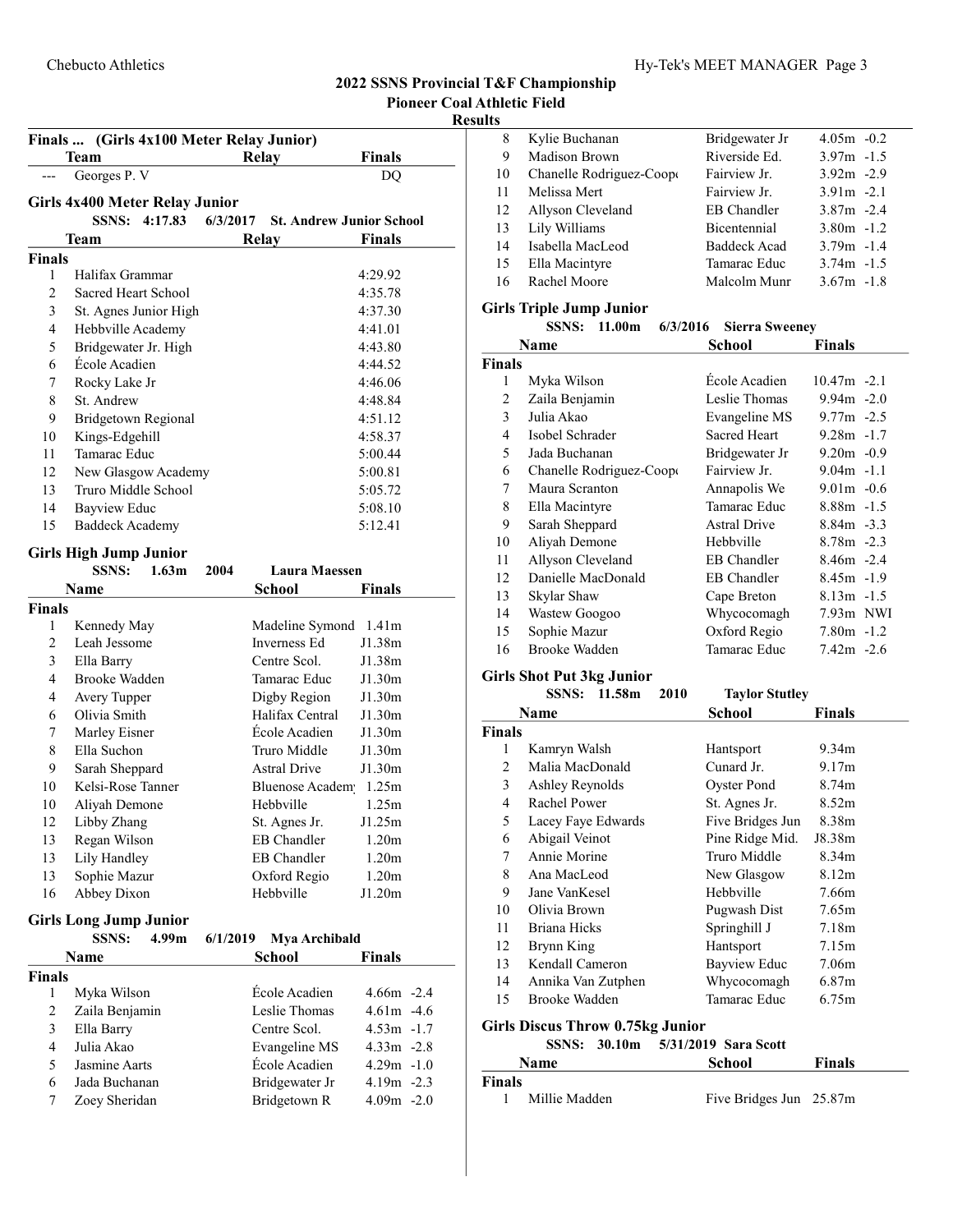## 2022 SSNS Provincial T&F Championship

### Pioneer Coal Athletic Field

### Results

#### Finals ... (Girls 4x100 Meter Relay Junior)

| | Team | Relay | Finals |
|---|---|---|---|
| --- | Georges P. V | | DQ |

#### Girls 4x400 Meter Relay Junior

SSNS: 4:17.83 6/3/2017 St. Andrew Junior School

| | Team | Relay | Finals |
|---|---|---|---|
| **Finals** | | | |
| 1 | Halifax Grammar | | 4:29.92 |
| 2 | Sacred Heart School | | 4:35.78 |
| 3 | St. Agnes Junior High | | 4:37.30 |
| 4 | Hebbville Academy | | 4:41.01 |
| 5 | Bridgewater Jr. High | | 4:43.80 |
| 6 | École Acadien | | 4:44.52 |
| 7 | Rocky Lake Jr | | 4:46.06 |
| 8 | St. Andrew | | 4:48.84 |
| 9 | Bridgetown Regional | | 4:51.12 |
| 10 | Kings-Edgehill | | 4:58.37 |
| 11 | Tamarac Educ | | 5:00.44 |
| 12 | New Glasgow Academy | | 5:00.81 |
| 13 | Truro Middle School | | 5:05.72 |
| 14 | Bayview Educ | | 5:08.10 |
| 15 | Baddeck Academy | | 5:12.41 |

#### Girls High Jump Junior

SSNS: 1.63m 2004 Laura Maessen

| | Name | School | Finals |
|---|---|---|---|
| **Finals** | | | |
| 1 | Kennedy May | Madeline Symond | 1.41m |
| 2 | Leah Jessome | Inverness Ed | J1.38m |
| 3 | Ella Barry | Centre Scol. | J1.38m |
| 4 | Brooke Wadden | Tamarac Educ | J1.30m |
| 4 | Avery Tupper | Digby Region | J1.30m |
| 6 | Olivia Smith | Halifax Central | J1.30m |
| 7 | Marley Eisner | École Acadien | J1.30m |
| 8 | Ella Suchon | Truro Middle | J1.30m |
| 9 | Sarah Sheppard | Astral Drive | J1.30m |
| 10 | Kelsi-Rose Tanner | Bluenose Academy | 1.25m |
| 10 | Aliyah Demone | Hebbville | 1.25m |
| 12 | Libby Zhang | St. Agnes Jr. | J1.25m |
| 13 | Regan Wilson | EB Chandler | 1.20m |
| 13 | Lily Handley | EB Chandler | 1.20m |
| 13 | Sophie Mazur | Oxford Regio | 1.20m |
| 16 | Abbey Dixon | Hebbville | J1.20m |

#### Girls Long Jump Junior

SSNS: 4.99m 6/1/2019 Mya Archibald

| | Name | School | Finals | Wind |
|---|---|---|---|---|
| **Finals** | | | | |
| 1 | Myka Wilson | École Acadien | 4.66m | -2.4 |
| 2 | Zaila Benjamin | Leslie Thomas | 4.61m | -4.6 |
| 3 | Ella Barry | Centre Scol. | 4.53m | -1.7 |
| 4 | Julia Akao | Evangeline MS | 4.33m | -2.8 |
| 5 | Jasmine Aarts | École Acadien | 4.29m | -1.0 |
| 6 | Jada Buchanan | Bridgewater Jr | 4.19m | -2.3 |
| 7 | Zoey Sheridan | Bridgetown R | 4.09m | -2.0 |
| 8 | Kylie Buchanan | Bridgewater Jr | 4.05m | -0.2 |
| 9 | Madison Brown | Riverside Ed. | 3.97m | -1.5 |
| 10 | Chanelle Rodriguez-Coope | Fairview Jr. | 3.92m | -2.9 |
| 11 | Melissa Mert | Fairview Jr. | 3.91m | -2.1 |
| 12 | Allyson Cleveland | EB Chandler | 3.87m | -2.4 |
| 13 | Lily Williams | Bicentennial | 3.80m | -1.2 |
| 14 | Isabella MacLeod | Baddeck Acad | 3.79m | -1.4 |
| 15 | Ella Macintyre | Tamarac Educ | 3.74m | -1.5 |
| 16 | Rachel Moore | Malcolm Munr | 3.67m | -1.8 |

#### Girls Triple Jump Junior

SSNS: 11.00m 6/3/2016 Sierra Sweeney

| | Name | School | Finals | Wind |
|---|---|---|---|---|
| **Finals** | | | | |
| 1 | Myka Wilson | École Acadien | 10.47m | -2.1 |
| 2 | Zaila Benjamin | Leslie Thomas | 9.94m | -2.0 |
| 3 | Julia Akao | Evangeline MS | 9.77m | -2.5 |
| 4 | Isobel Schrader | Sacred Heart | 9.28m | -1.7 |
| 5 | Jada Buchanan | Bridgewater Jr | 9.20m | -0.9 |
| 6 | Chanelle Rodriguez-Coope | Fairview Jr. | 9.04m | -1.1 |
| 7 | Maura Scranton | Annapolis We | 9.01m | -0.6 |
| 8 | Ella Macintyre | Tamarac Educ | 8.88m | -1.5 |
| 9 | Sarah Sheppard | Astral Drive | 8.84m | -3.3 |
| 10 | Aliyah Demone | Hebbville | 8.78m | -2.3 |
| 11 | Allyson Cleveland | EB Chandler | 8.46m | -2.4 |
| 12 | Danielle MacDonald | EB Chandler | 8.45m | -1.9 |
| 13 | Skylar Shaw | Cape Breton | 8.13m | -1.5 |
| 14 | Wastew Googoo | Whycocomagh | 7.93m | NWI |
| 15 | Sophie Mazur | Oxford Regio | 7.80m | -1.2 |
| 16 | Brooke Wadden | Tamarac Educ | 7.42m | -2.6 |

#### Girls Shot Put 3kg Junior

SSNS: 11.58m 2010 Taylor Stutley

| | Name | School | Finals |
|---|---|---|---|
| **Finals** | | | |
| 1 | Kamryn Walsh | Hantsport | 9.34m |
| 2 | Malia MacDonald | Cunard Jr. | 9.17m |
| 3 | Ashley Reynolds | Oyster Pond | 8.74m |
| 4 | Rachel Power | St. Agnes Jr. | 8.52m |
| 5 | Lacey Faye Edwards | Five Bridges Jun | 8.38m |
| 6 | Abigail Veinot | Pine Ridge Mid. | J8.38m |
| 7 | Annie Morine | Truro Middle | 8.34m |
| 8 | Ana MacLeod | New Glasgow | 8.12m |
| 9 | Jane VanKesel | Hebbville | 7.66m |
| 10 | Olivia Brown | Pugwash Dist | 7.65m |
| 11 | Briana Hicks | Springhill J | 7.18m |
| 12 | Brynn King | Hantsport | 7.15m |
| 13 | Kendall Cameron | Bayview Educ | 7.06m |
| 14 | Annika Van Zutphen | Whycocomagh | 6.87m |
| 15 | Brooke Wadden | Tamarac Educ | 6.75m |

#### Girls Discus Throw 0.75kg Junior

SSNS: 30.10m 5/31/2019 Sara Scott

| | Name | School | Finals |
|---|---|---|---|
| **Finals** | | | |
| 1 | Millie Madden | Five Bridges Jun | 25.87m |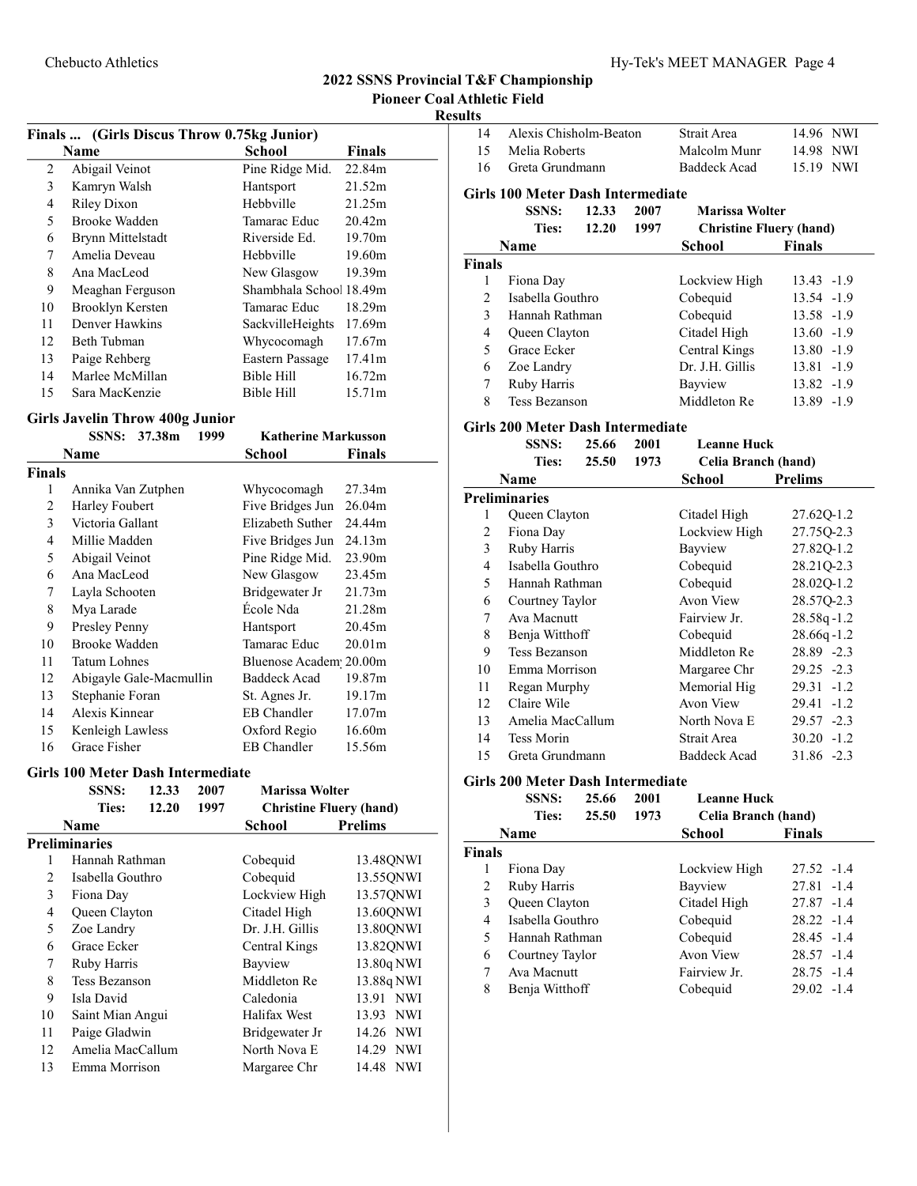## 2022 SSNS Provincial T&F Championship

### Pioneer Coal Athletic Field

### Results

### Finals ... (Girls Discus Throw 0.75kg Junior)

| | Name | School | Finals |
|---|---|---|---|
| 2 | Abigail Veinot | Pine Ridge Mid. | 22.84m |
| 3 | Kamryn Walsh | Hantsport | 21.52m |
| 4 | Riley Dixon | Hebbville | 21.25m |
| 5 | Brooke Wadden | Tamarac Educ | 20.42m |
| 6 | Brynn Mittelstadt | Riverside Ed. | 19.70m |
| 7 | Amelia Deveau | Hebbville | 19.60m |
| 8 | Ana MacLeod | New Glasgow | 19.39m |
| 9 | Meaghan Ferguson | Shambhala School | 18.49m |
| 10 | Brooklyn Kersten | Tamarac Educ | 18.29m |
| 11 | Denver Hawkins | SackvilleHeights | 17.69m |
| 12 | Beth Tubman | Whycocomagh | 17.67m |
| 13 | Paige Rehberg | Eastern Passage | 17.41m |
| 14 | Marlee McMillan | Bible Hill | 16.72m |
| 15 | Sara MacKenzie | Bible Hill | 15.71m |

### Girls Javelin Throw 400g Junior

SSNS: 37.38m 1999 Katherine Markusson

| | Name | School | Finals |
|---|---|---|---|
| **Finals** | | | |
| 1 | Annika Van Zutphen | Whycocomagh | 27.34m |
| 2 | Harley Foubert | Five Bridges Jun | 26.04m |
| 3 | Victoria Gallant | Elizabeth Suther | 24.44m |
| 4 | Millie Madden | Five Bridges Jun | 24.13m |
| 5 | Abigail Veinot | Pine Ridge Mid. | 23.90m |
| 6 | Ana MacLeod | New Glasgow | 23.45m |
| 7 | Layla Schooten | Bridgewater Jr | 21.73m |
| 8 | Mya Larade | École Nda | 21.28m |
| 9 | Presley Penny | Hantsport | 20.45m |
| 10 | Brooke Wadden | Tamarac Educ | 20.01m |
| 11 | Tatum Lohnes | Bluenose Academy | 20.00m |
| 12 | Abigayle Gale-Macmullin | Baddeck Acad | 19.87m |
| 13 | Stephanie Foran | St. Agnes Jr. | 19.17m |
| 14 | Alexis Kinnear | EB Chandler | 17.07m |
| 15 | Kenleigh Lawless | Oxford Regio | 16.60m |
| 16 | Grace Fisher | EB Chandler | 15.56m |

### Girls 100 Meter Dash Intermediate

SSNS: 12.33 2007 Marissa Wolter
Ties: 12.20 1997 Christine Fluery (hand)

| | Name | School | Prelims | |
|---|---|---|---|---|
| **Preliminaries** | | | | |
| 1 | Hannah Rathman | Cobequid | 13.48Q | NWI |
| 2 | Isabella Gouthro | Cobequid | 13.55Q | NWI |
| 3 | Fiona Day | Lockview High | 13.57Q | NWI |
| 4 | Queen Clayton | Citadel High | 13.60Q | NWI |
| 5 | Zoe Landry | Dr. J.H. Gillis | 13.80Q | NWI |
| 6 | Grace Ecker | Central Kings | 13.82Q | NWI |
| 7 | Ruby Harris | Bayview | 13.80q | NWI |
| 8 | Tess Bezanson | Middleton Re | 13.88q | NWI |
| 9 | Isla David | Caledonia | 13.91 | NWI |
| 10 | Saint Mian Angui | Halifax West | 13.93 | NWI |
| 11 | Paige Gladwin | Bridgewater Jr | 14.26 | NWI |
| 12 | Amelia MacCallum | North Nova E | 14.29 | NWI |
| 13 | Emma Morrison | Margaree Chr | 14.48 | NWI |
| 14 | Alexis Chisholm-Beaton | Strait Area | 14.96 | NWI |
| 15 | Melia Roberts | Malcolm Munr | 14.98 | NWI |
| 16 | Greta Grundmann | Baddeck Acad | 15.19 | NWI |

### Girls 100 Meter Dash Intermediate

SSNS: 12.33 2007 Marissa Wolter
Ties: 12.20 1997 Christine Fluery (hand)

| | Name | School | Finals | |
|---|---|---|---|---|
| **Finals** | | | | |
| 1 | Fiona Day | Lockview High | 13.43 | -1.9 |
| 2 | Isabella Gouthro | Cobequid | 13.54 | -1.9 |
| 3 | Hannah Rathman | Cobequid | 13.58 | -1.9 |
| 4 | Queen Clayton | Citadel High | 13.60 | -1.9 |
| 5 | Grace Ecker | Central Kings | 13.80 | -1.9 |
| 6 | Zoe Landry | Dr. J.H. Gillis | 13.81 | -1.9 |
| 7 | Ruby Harris | Bayview | 13.82 | -1.9 |
| 8 | Tess Bezanson | Middleton Re | 13.89 | -1.9 |

### Girls 200 Meter Dash Intermediate

SSNS: 25.66 2001 Leanne Huck
Ties: 25.50 1973 Celia Branch (hand)

| | Name | School | Prelims | |
|---|---|---|---|---|
| **Preliminaries** | | | | |
| 1 | Queen Clayton | Citadel High | 27.62Q | -1.2 |
| 2 | Fiona Day | Lockview High | 27.75Q | -2.3 |
| 3 | Ruby Harris | Bayview | 27.82Q | -1.2 |
| 4 | Isabella Gouthro | Cobequid | 28.21Q | -2.3 |
| 5 | Hannah Rathman | Cobequid | 28.02Q | -1.2 |
| 6 | Courtney Taylor | Avon View | 28.57Q | -2.3 |
| 7 | Ava Macnutt | Fairview Jr. | 28.58q | -1.2 |
| 8 | Benja Witthoff | Cobequid | 28.66q | -1.2 |
| 9 | Tess Bezanson | Middleton Re | 28.89 | -2.3 |
| 10 | Emma Morrison | Margaree Chr | 29.25 | -2.3 |
| 11 | Regan Murphy | Memorial Hig | 29.31 | -1.2 |
| 12 | Claire Wile | Avon View | 29.41 | -1.2 |
| 13 | Amelia MacCallum | North Nova E | 29.57 | -2.3 |
| 14 | Tess Morin | Strait Area | 30.20 | -1.2 |
| 15 | Greta Grundmann | Baddeck Acad | 31.86 | -2.3 |

### Girls 200 Meter Dash Intermediate

SSNS: 25.66 2001 Leanne Huck
Ties: 25.50 1973 Celia Branch (hand)

| | Name | School | Finals | |
|---|---|---|---|---|
| **Finals** | | | | |
| 1 | Fiona Day | Lockview High | 27.52 | -1.4 |
| 2 | Ruby Harris | Bayview | 27.81 | -1.4 |
| 3 | Queen Clayton | Citadel High | 27.87 | -1.4 |
| 4 | Isabella Gouthro | Cobequid | 28.22 | -1.4 |
| 5 | Hannah Rathman | Cobequid | 28.45 | -1.4 |
| 6 | Courtney Taylor | Avon View | 28.57 | -1.4 |
| 7 | Ava Macnutt | Fairview Jr. | 28.75 | -1.4 |
| 8 | Benja Witthoff | Cobequid | 29.02 | -1.4 |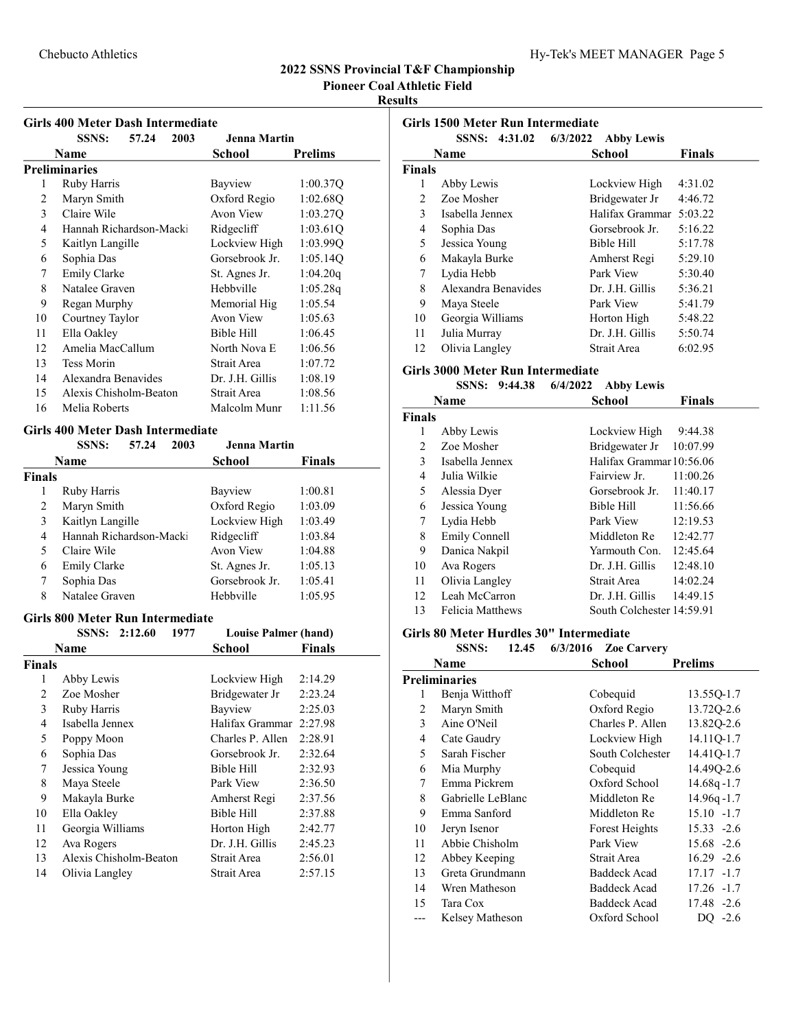## 2022 SSNS Provincial T&F Championship

### Pioneer Coal Athletic Field

### Results

#### Girls 400 Meter Dash Intermediate

SSNS: 57.24 2003 Jenna Martin

| | Name | School | Prelims |
|---|---|---|---|
| **Preliminaries** | | | |
| 1 | Ruby Harris | Bayview | 1:00.37Q |
| 2 | Maryn Smith | Oxford Regio | 1:02.68Q |
| 3 | Claire Wile | Avon View | 1:03.27Q |
| 4 | Hannah Richardson-Macki | Ridgecliff | 1:03.61Q |
| 5 | Kaitlyn Langille | Lockview High | 1:03.99Q |
| 6 | Sophia Das | Gorsebrook Jr. | 1:05.14Q |
| 7 | Emily Clarke | St. Agnes Jr. | 1:04.20q |
| 8 | Natalee Graven | Hebbville | 1:05.28q |
| 9 | Regan Murphy | Memorial Hig | 1:05.54 |
| 10 | Courtney Taylor | Avon View | 1:05.63 |
| 11 | Ella Oakley | Bible Hill | 1:06.45 |
| 12 | Amelia MacCallum | North Nova E | 1:06.56 |
| 13 | Tess Morin | Strait Area | 1:07.72 |
| 14 | Alexandra Benavides | Dr. J.H. Gillis | 1:08.19 |
| 15 | Alexis Chisholm-Beaton | Strait Area | 1:08.56 |
| 16 | Melia Roberts | Malcolm Munr | 1:11.56 |

#### Girls 400 Meter Dash Intermediate

SSNS: 57.24 2003 Jenna Martin

| | Name | School | Finals |
|---|---|---|---|
| **Finals** | | | |
| 1 | Ruby Harris | Bayview | 1:00.81 |
| 2 | Maryn Smith | Oxford Regio | 1:03.09 |
| 3 | Kaitlyn Langille | Lockview High | 1:03.49 |
| 4 | Hannah Richardson-Macki | Ridgecliff | 1:03.84 |
| 5 | Claire Wile | Avon View | 1:04.88 |
| 6 | Emily Clarke | St. Agnes Jr. | 1:05.13 |
| 7 | Sophia Das | Gorsebrook Jr. | 1:05.41 |
| 8 | Natalee Graven | Hebbville | 1:05.95 |

#### Girls 800 Meter Run Intermediate

SSNS: 2:12.60 1977 Louise Palmer (hand)

| | Name | School | Finals |
|---|---|---|---|
| **Finals** | | | |
| 1 | Abby Lewis | Lockview High | 2:14.29 |
| 2 | Zoe Mosher | Bridgewater Jr | 2:23.24 |
| 3 | Ruby Harris | Bayview | 2:25.03 |
| 4 | Isabella Jennex | Halifax Grammar | 2:27.98 |
| 5 | Poppy Moon | Charles P. Allen | 2:28.91 |
| 6 | Sophia Das | Gorsebrook Jr. | 2:32.64 |
| 7 | Jessica Young | Bible Hill | 2:32.93 |
| 8 | Maya Steele | Park View | 2:36.50 |
| 9 | Makayla Burke | Amherst Regi | 2:37.56 |
| 10 | Ella Oakley | Bible Hill | 2:37.88 |
| 11 | Georgia Williams | Horton High | 2:42.77 |
| 12 | Ava Rogers | Dr. J.H. Gillis | 2:45.23 |
| 13 | Alexis Chisholm-Beaton | Strait Area | 2:56.01 |
| 14 | Olivia Langley | Strait Area | 2:57.15 |

#### Girls 1500 Meter Run Intermediate

SSNS: 4:31.02 6/3/2022 Abby Lewis

| | Name | School | Finals |
|---|---|---|---|
| **Finals** | | | |
| 1 | Abby Lewis | Lockview High | 4:31.02 |
| 2 | Zoe Mosher | Bridgewater Jr | 4:46.72 |
| 3 | Isabella Jennex | Halifax Grammar | 5:03.22 |
| 4 | Sophia Das | Gorsebrook Jr. | 5:16.22 |
| 5 | Jessica Young | Bible Hill | 5:17.78 |
| 6 | Makayla Burke | Amherst Regi | 5:29.10 |
| 7 | Lydia Hebb | Park View | 5:30.40 |
| 8 | Alexandra Benavides | Dr. J.H. Gillis | 5:36.21 |
| 9 | Maya Steele | Park View | 5:41.79 |
| 10 | Georgia Williams | Horton High | 5:48.22 |
| 11 | Julia Murray | Dr. J.H. Gillis | 5:50.74 |
| 12 | Olivia Langley | Strait Area | 6:02.95 |

#### Girls 3000 Meter Run Intermediate

SSNS: 9:44.38 6/4/2022 Abby Lewis

| | Name | School | Finals |
|---|---|---|---|
| **Finals** | | | |
| 1 | Abby Lewis | Lockview High | 9:44.38 |
| 2 | Zoe Mosher | Bridgewater Jr | 10:07.99 |
| 3 | Isabella Jennex | Halifax Grammar | 10:56.06 |
| 4 | Julia Wilkie | Fairview Jr. | 11:00.26 |
| 5 | Alessia Dyer | Gorsebrook Jr. | 11:40.17 |
| 6 | Jessica Young | Bible Hill | 11:56.66 |
| 7 | Lydia Hebb | Park View | 12:19.53 |
| 8 | Emily Connell | Middleton Re | 12:42.77 |
| 9 | Danica Nakpil | Yarmouth Con. | 12:45.64 |
| 10 | Ava Rogers | Dr. J.H. Gillis | 12:48.10 |
| 11 | Olivia Langley | Strait Area | 14:02.24 |
| 12 | Leah McCarron | Dr. J.H. Gillis | 14:49.15 |
| 13 | Felicia Matthews | South Colchester | 14:59.91 |

#### Girls 80 Meter Hurdles 30" Intermediate

SSNS: 12.45 6/3/2016 Zoe Carvery

| | Name | School | Prelims | |
|---|---|---|---|---|
| **Preliminaries** | | | | |
| 1 | Benja Witthoff | Cobequid | 13.55Q | -1.7 |
| 2 | Maryn Smith | Oxford Regio | 13.72Q | -2.6 |
| 3 | Aine O'Neil | Charles P. Allen | 13.82Q | -2.6 |
| 4 | Cate Gaudry | Lockview High | 14.11Q | -1.7 |
| 5 | Sarah Fischer | South Colchester | 14.41Q | -1.7 |
| 6 | Mia Murphy | Cobequid | 14.49Q | -2.6 |
| 7 | Emma Pickrem | Oxford School | 14.68q | -1.7 |
| 8 | Gabrielle LeBlanc | Middleton Re | 14.96q | -1.7 |
| 9 | Emma Sanford | Middleton Re | 15.10 | -1.7 |
| 10 | Jeryn Isenor | Forest Heights | 15.33 | -2.6 |
| 11 | Abbie Chisholm | Park View | 15.68 | -2.6 |
| 12 | Abbey Keeping | Strait Area | 16.29 | -2.6 |
| 13 | Greta Grundmann | Baddeck Acad | 17.17 | -1.7 |
| 14 | Wren Matheson | Baddeck Acad | 17.26 | -1.7 |
| 15 | Tara Cox | Baddeck Acad | 17.48 | -2.6 |
| --- | Kelsey Matheson | Oxford School | DQ | -2.6 |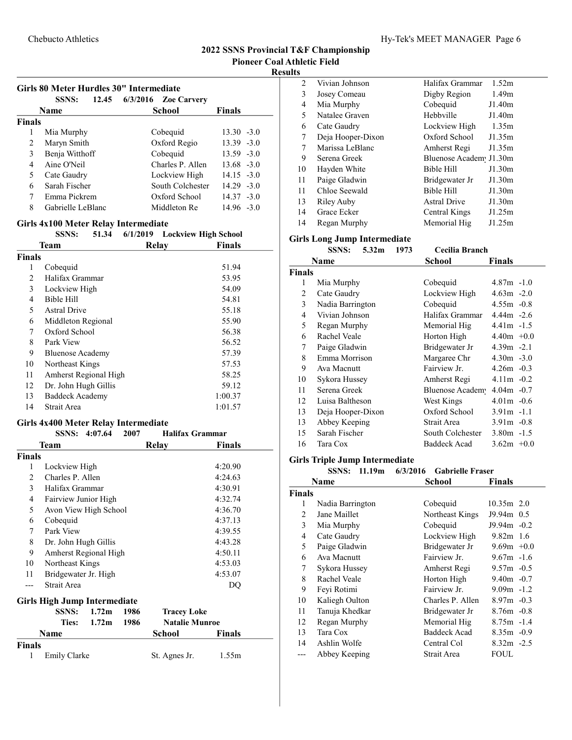## 2022 SSNS Provincial T&F Championship

### Pioneer Coal Athletic Field

### Results

### Girls 80 Meter Hurdles 30" Intermediate

SSNS: 12.45 6/3/2016 Zoe Carvery

| | Name | School | Finals | |
|---|---|---|---|---|
| **Finals** | | | | |
| 1 | Mia Murphy | Cobequid | 13.30 | -3.0 |
| 2 | Maryn Smith | Oxford Regio | 13.39 | -3.0 |
| 3 | Benja Witthoff | Cobequid | 13.59 | -3.0 |
| 4 | Aine O'Neil | Charles P. Allen | 13.68 | -3.0 |
| 5 | Cate Gaudry | Lockview High | 14.15 | -3.0 |
| 6 | Sarah Fischer | South Colchester | 14.29 | -3.0 |
| 7 | Emma Pickrem | Oxford School | 14.37 | -3.0 |
| 8 | Gabrielle LeBlanc | Middleton Re | 14.96 | -3.0 |

### Girls 4x100 Meter Relay Intermediate

SSNS: 51.34 6/1/2019 Lockview High School

| | Team | Relay | Finals |
|---|---|---|---|
| **Finals** | | | |
| 1 | Cobequid | | 51.94 |
| 2 | Halifax Grammar | | 53.95 |
| 3 | Lockview High | | 54.09 |
| 4 | Bible Hill | | 54.81 |
| 5 | Astral Drive | | 55.18 |
| 6 | Middleton Regional | | 55.90 |
| 7 | Oxford School | | 56.38 |
| 8 | Park View | | 56.52 |
| 9 | Bluenose Academy | | 57.39 |
| 10 | Northeast Kings | | 57.53 |
| 11 | Amherst Regional High | | 58.25 |
| 12 | Dr. John Hugh Gillis | | 59.12 |
| 13 | Baddeck Academy | | 1:00.37 |
| 14 | Strait Area | | 1:01.57 |

### Girls 4x400 Meter Relay Intermediate

SSNS: 4:07.64 2007 Halifax Grammar

| | Team | Relay | Finals |
|---|---|---|---|
| **Finals** | | | |
| 1 | Lockview High | | 4:20.90 |
| 2 | Charles P. Allen | | 4:24.63 |
| 3 | Halifax Grammar | | 4:30.91 |
| 4 | Fairview Junior High | | 4:32.74 |
| 5 | Avon View High School | | 4:36.70 |
| 6 | Cobequid | | 4:37.13 |
| 7 | Park View | | 4:39.55 |
| 8 | Dr. John Hugh Gillis | | 4:43.28 |
| 9 | Amherst Regional High | | 4:50.11 |
| 10 | Northeast Kings | | 4:53.03 |
| 11 | Bridgewater Jr. High | | 4:53.07 |
| --- | Strait Area | | DQ |

### Girls High Jump Intermediate

SSNS: 1.72m 1986 Tracey Loke
Ties: 1.72m 1986 Natalie Munroe

| | Name | School | Finals |
|---|---|---|---|
| **Finals** | | | |
| 1 | Emily Clarke | St. Agnes Jr. | 1.55m |
| 2 | Vivian Johnson | Halifax Grammar | 1.52m |
| 3 | Josey Comeau | Digby Region | 1.49m |
| 4 | Mia Murphy | Cobequid | J1.40m |
| 5 | Natalee Graven | Hebbville | J1.40m |
| 6 | Cate Gaudry | Lockview High | 1.35m |
| 7 | Deja Hooper-Dixon | Oxford School | J1.35m |
| 7 | Marissa LeBlanc | Amherst Regi | J1.35m |
| 9 | Serena Greek | Bluenose Academy | J1.30m |
| 10 | Hayden White | Bible Hill | J1.30m |
| 11 | Paige Gladwin | Bridgewater Jr | J1.30m |
| 11 | Chloe Seewald | Bible Hill | J1.30m |
| 13 | Riley Auby | Astral Drive | J1.30m |
| 14 | Grace Ecker | Central Kings | J1.25m |
| 14 | Regan Murphy | Memorial Hig | J1.25m |

### Girls Long Jump Intermediate

SSNS: 5.32m 1973 Cecilia Branch

| | Name | School | Finals | |
|---|---|---|---|---|
| **Finals** | | | | |
| 1 | Mia Murphy | Cobequid | 4.87m | -1.0 |
| 2 | Cate Gaudry | Lockview High | 4.63m | -2.0 |
| 3 | Nadia Barrington | Cobequid | 4.55m | -0.8 |
| 4 | Vivian Johnson | Halifax Grammar | 4.44m | -2.6 |
| 5 | Regan Murphy | Memorial Hig | 4.41m | -1.5 |
| 6 | Rachel Veale | Horton High | 4.40m | +0.0 |
| 7 | Paige Gladwin | Bridgewater Jr | 4.39m | -2.1 |
| 8 | Emma Morrison | Margaree Chr | 4.30m | -3.0 |
| 9 | Ava Macnutt | Fairview Jr. | 4.26m | -0.3 |
| 10 | Sykora Hussey | Amherst Regi | 4.11m | -0.2 |
| 11 | Serena Greek | Bluenose Academy | 4.04m | -0.7 |
| 12 | Luisa Baltheson | West Kings | 4.01m | -0.6 |
| 13 | Deja Hooper-Dixon | Oxford School | 3.91m | -1.1 |
| 13 | Abbey Keeping | Strait Area | 3.91m | -0.8 |
| 15 | Sarah Fischer | South Colchester | 3.80m | -1.5 |
| 16 | Tara Cox | Baddeck Acad | 3.62m | +0.0 |

### Girls Triple Jump Intermediate

SSNS: 11.19m 6/3/2016 Gabrielle Fraser

| | Name | School | Finals | |
|---|---|---|---|---|
| **Finals** | | | | |
| 1 | Nadia Barrington | Cobequid | 10.35m | 2.0 |
| 2 | Jane Maillet | Northeast Kings | J9.94m | 0.5 |
| 3 | Mia Murphy | Cobequid | J9.94m | -0.2 |
| 4 | Cate Gaudry | Lockview High | 9.82m | 1.6 |
| 5 | Paige Gladwin | Bridgewater Jr | 9.69m | +0.0 |
| 6 | Ava Macnutt | Fairview Jr. | 9.67m | -1.6 |
| 7 | Sykora Hussey | Amherst Regi | 9.57m | -0.5 |
| 8 | Rachel Veale | Horton High | 9.40m | -0.7 |
| 9 | Feyi Rotimi | Fairview Jr. | 9.09m | -1.2 |
| 10 | Kaliegh Oulton | Charles P. Allen | 8.97m | -0.3 |
| 11 | Tanuja Khedkar | Bridgewater Jr | 8.76m | -0.8 |
| 12 | Regan Murphy | Memorial Hig | 8.75m | -1.4 |
| 13 | Tara Cox | Baddeck Acad | 8.35m | -0.9 |
| 14 | Ashlin Wolfe | Central Col | 8.32m | -2.5 |
| --- | Abbey Keeping | Strait Area | FOUL | |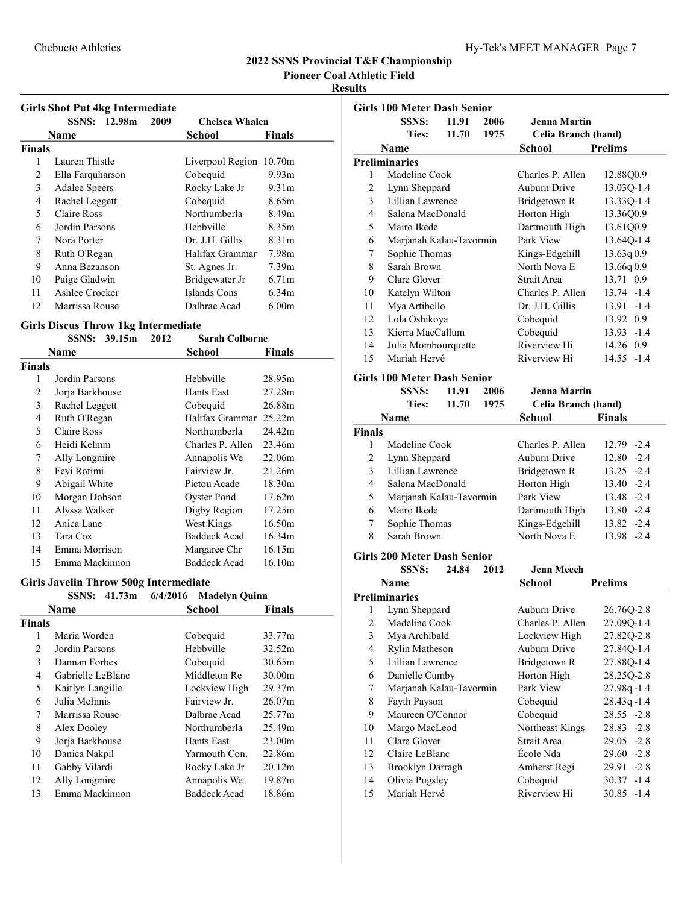# 2022 SSNS Provincial T&F Championship

## Pioneer Coal Athletic Field

### Results

#### Girls Shot Put 4kg Intermediate

SSNS: 12.98m 2009 Chelsea Whalen

| | Name | School | Finals |
|---|---|---|---|
| **Finals** | | | |
| 1 | Lauren Thistle | Liverpool Region | 10.70m |
| 2 | Ella Farquharson | Cobequid | 9.93m |
| 3 | Adalee Speers | Rocky Lake Jr | 9.31m |
| 4 | Rachel Leggett | Cobequid | 8.65m |
| 5 | Claire Ross | Northumberla | 8.49m |
| 6 | Jordin Parsons | Hebbville | 8.35m |
| 7 | Nora Porter | Dr. J.H. Gillis | 8.31m |
| 8 | Ruth O'Regan | Halifax Grammar | 7.98m |
| 9 | Anna Bezanson | St. Agnes Jr. | 7.39m |
| 10 | Paige Gladwin | Bridgewater Jr | 6.71m |
| 11 | Ashlee Crocker | Islands Cons | 6.34m |
| 12 | Marrissa Rouse | Dalbrae Acad | 6.00m |

#### Girls Discus Throw 1kg Intermediate

SSNS: 39.15m 2012 Sarah Colborne

| | Name | School | Finals |
|---|---|---|---|
| **Finals** | | | |
| 1 | Jordin Parsons | Hebbville | 28.95m |
| 2 | Jorja Barkhouse | Hants East | 27.28m |
| 3 | Rachel Leggett | Cobequid | 26.88m |
| 4 | Ruth O'Regan | Halifax Grammar | 25.22m |
| 5 | Claire Ross | Northumberla | 24.42m |
| 6 | Heidi Kelmm | Charles P. Allen | 23.46m |
| 7 | Ally Longmire | Annapolis We | 22.06m |
| 8 | Feyi Rotimi | Fairview Jr. | 21.26m |
| 9 | Abigail White | Pictou Acade | 18.30m |
| 10 | Morgan Dobson | Oyster Pond | 17.62m |
| 11 | Alyssa Walker | Digby Region | 17.25m |
| 12 | Anica Lane | West Kings | 16.50m |
| 13 | Tara Cox | Baddeck Acad | 16.34m |
| 14 | Emma Morrison | Margaree Chr | 16.15m |
| 15 | Emma Mackinnon | Baddeck Acad | 16.10m |

#### Girls Javelin Throw 500g Intermediate

SSNS: 41.73m 6/4/2016 Madelyn Quinn

| | Name | School | Finals |
|---|---|---|---|
| **Finals** | | | |
| 1 | Maria Worden | Cobequid | 33.77m |
| 2 | Jordin Parsons | Hebbville | 32.52m |
| 3 | Dannan Forbes | Cobequid | 30.65m |
| 4 | Gabrielle LeBlanc | Middleton Re | 30.00m |
| 5 | Kaitlyn Langille | Lockview High | 29.37m |
| 6 | Julia McInnis | Fairview Jr. | 26.07m |
| 7 | Marrissa Rouse | Dalbrae Acad | 25.77m |
| 8 | Alex Dooley | Northumberla | 25.49m |
| 9 | Jorja Barkhouse | Hants East | 23.00m |
| 10 | Danica Nakpil | Yarmouth Con. | 22.86m |
| 11 | Gabby Vilardi | Rocky Lake Jr | 20.12m |
| 12 | Ally Longmire | Annapolis We | 19.87m |
| 13 | Emma Mackinnon | Baddeck Acad | 18.86m |

#### Girls 100 Meter Dash Senior

SSNS: 11.91 2006 Jenna Martin
Ties: 11.70 1975 Celia Branch (hand)

| | Name | School | Prelims |
|---|---|---|---|
| **Preliminaries** | | | |
| 1 | Madeline Cook | Charles P. Allen | 12.88Q 0.9 |
| 2 | Lynn Sheppard | Auburn Drive | 13.03Q -1.4 |
| 3 | Lillian Lawrence | Bridgetown R | 13.33Q -1.4 |
| 4 | Salena MacDonald | Horton High | 13.36Q 0.9 |
| 5 | Mairo Ikede | Dartmouth High | 13.61Q 0.9 |
| 6 | Marjanah Kalau-Tavormin | Park View | 13.64Q -1.4 |
| 7 | Sophie Thomas | Kings-Edgehill | 13.63q 0.9 |
| 8 | Sarah Brown | North Nova E | 13.66q 0.9 |
| 9 | Clare Glover | Strait Area | 13.71 0.9 |
| 10 | Katelyn Wilton | Charles P. Allen | 13.74 -1.4 |
| 11 | Mya Artibello | Dr. J.H. Gillis | 13.91 -1.4 |
| 12 | Lola Oshikoya | Cobequid | 13.92 0.9 |
| 13 | Kierra MacCallum | Cobequid | 13.93 -1.4 |
| 14 | Julia Mombourquette | Riverview Hi | 14.26 0.9 |
| 15 | Mariah Hervé | Riverview Hi | 14.55 -1.4 |

#### Girls 100 Meter Dash Senior

SSNS: 11.91 2006 Jenna Martin
Ties: 11.70 1975 Celia Branch (hand)

| | Name | School | Finals |
|---|---|---|---|
| **Finals** | | | |
| 1 | Madeline Cook | Charles P. Allen | 12.79 -2.4 |
| 2 | Lynn Sheppard | Auburn Drive | 12.80 -2.4 |
| 3 | Lillian Lawrence | Bridgetown R | 13.25 -2.4 |
| 4 | Salena MacDonald | Horton High | 13.40 -2.4 |
| 5 | Marjanah Kalau-Tavormin | Park View | 13.48 -2.4 |
| 6 | Mairo Ikede | Dartmouth High | 13.80 -2.4 |
| 7 | Sophie Thomas | Kings-Edgehill | 13.82 -2.4 |
| 8 | Sarah Brown | North Nova E | 13.98 -2.4 |

#### Girls 200 Meter Dash Senior

SSNS: 24.84 2012 Jenn Meech

| | Name | School | Prelims |
|---|---|---|---|
| **Preliminaries** | | | |
| 1 | Lynn Sheppard | Auburn Drive | 26.76Q -2.8 |
| 2 | Madeline Cook | Charles P. Allen | 27.09Q -1.4 |
| 3 | Mya Archibald | Lockview High | 27.82Q -2.8 |
| 4 | Rylin Matheson | Auburn Drive | 27.84Q -1.4 |
| 5 | Lillian Lawrence | Bridgetown R | 27.88Q -1.4 |
| 6 | Danielle Cumby | Horton High | 28.25Q -2.8 |
| 7 | Marjanah Kalau-Tavormin | Park View | 27.98q -1.4 |
| 8 | Fayth Payson | Cobequid | 28.43q -1.4 |
| 9 | Maureen O'Connor | Cobequid | 28.55 -2.8 |
| 10 | Margo MacLeod | Northeast Kings | 28.83 -2.8 |
| 11 | Clare Glover | Strait Area | 29.05 -2.8 |
| 12 | Claire LeBlanc | École Nda | 29.60 -2.8 |
| 13 | Brooklyn Darragh | Amherst Regi | 29.91 -2.8 |
| 14 | Olivia Pugsley | Cobequid | 30.37 -1.4 |
| 15 | Mariah Hervé | Riverview Hi | 30.85 -1.4 |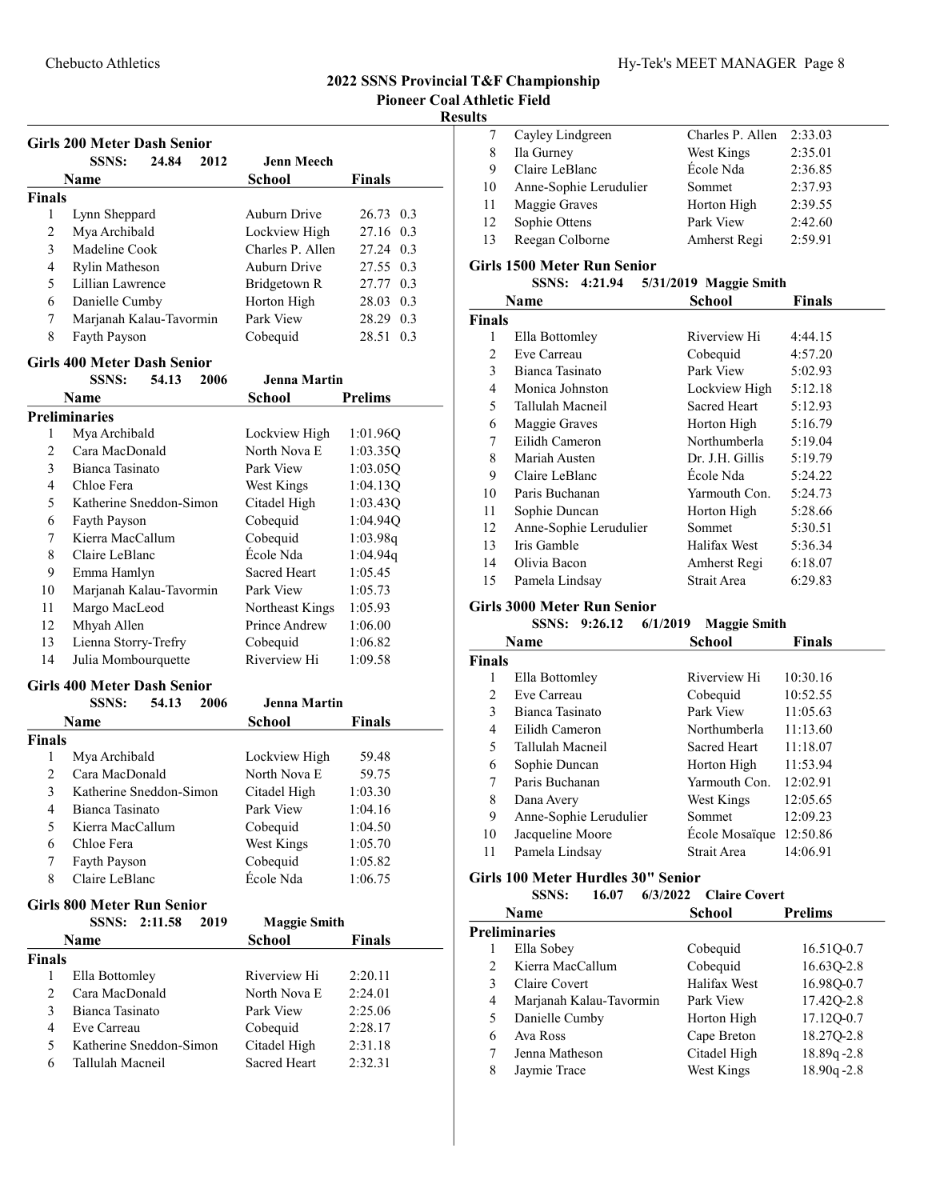## 2022 SSNS Provincial T&F Championship

### Pioneer Coal Athletic Field

### Results

#### Girls 200 Meter Dash Senior

SSNS: 24.84 2012 Jenn Meech

| | Name | School | Finals | Wind |
|---|---|---|---|---|
| **Finals** | | | | |
| 1 | Lynn Sheppard | Auburn Drive | 26.73 | 0.3 |
| 2 | Mya Archibald | Lockview High | 27.16 | 0.3 |
| 3 | Madeline Cook | Charles P. Allen | 27.24 | 0.3 |
| 4 | Rylin Matheson | Auburn Drive | 27.55 | 0.3 |
| 5 | Lillian Lawrence | Bridgetown R | 27.77 | 0.3 |
| 6 | Danielle Cumby | Horton High | 28.03 | 0.3 |
| 7 | Marjanah Kalau-Tavormin | Park View | 28.29 | 0.3 |
| 8 | Fayth Payson | Cobequid | 28.51 | 0.3 |

#### Girls 400 Meter Dash Senior

SSNS: 54.13 2006 Jenna Martin

| | Name | School | Prelims |
|---|---|---|---|
| **Preliminaries** | | | |
| 1 | Mya Archibald | Lockview High | 1:01.96Q |
| 2 | Cara MacDonald | North Nova E | 1:03.35Q |
| 3 | Bianca Tasinato | Park View | 1:03.05Q |
| 4 | Chloe Fera | West Kings | 1:04.13Q |
| 5 | Katherine Sneddon-Simon | Citadel High | 1:03.43Q |
| 6 | Fayth Payson | Cobequid | 1:04.94Q |
| 7 | Kierra MacCallum | Cobequid | 1:03.98q |
| 8 | Claire LeBlanc | École Nda | 1:04.94q |
| 9 | Emma Hamlyn | Sacred Heart | 1:05.45 |
| 10 | Marjanah Kalau-Tavormin | Park View | 1:05.73 |
| 11 | Margo MacLeod | Northeast Kings | 1:05.93 |
| 12 | Mhyah Allen | Prince Andrew | 1:06.00 |
| 13 | Lienna Storry-Trefry | Cobequid | 1:06.82 |
| 14 | Julia Mombourquette | Riverview Hi | 1:09.58 |

#### Girls 400 Meter Dash Senior

SSNS: 54.13 2006 Jenna Martin

| | Name | School | Finals |
|---|---|---|---|
| **Finals** | | | |
| 1 | Mya Archibald | Lockview High | 59.48 |
| 2 | Cara MacDonald | North Nova E | 59.75 |
| 3 | Katherine Sneddon-Simon | Citadel High | 1:03.30 |
| 4 | Bianca Tasinato | Park View | 1:04.16 |
| 5 | Kierra MacCallum | Cobequid | 1:04.50 |
| 6 | Chloe Fera | West Kings | 1:05.70 |
| 7 | Fayth Payson | Cobequid | 1:05.82 |
| 8 | Claire LeBlanc | École Nda | 1:06.75 |

#### Girls 800 Meter Run Senior

SSNS: 2:11.58 2019 Maggie Smith

| | Name | School | Finals |
|---|---|---|---|
| **Finals** | | | |
| 1 | Ella Bottomley | Riverview Hi | 2:20.11 |
| 2 | Cara MacDonald | North Nova E | 2:24.01 |
| 3 | Bianca Tasinato | Park View | 2:25.06 |
| 4 | Eve Carreau | Cobequid | 2:28.17 |
| 5 | Katherine Sneddon-Simon | Citadel High | 2:31.18 |
| 6 | Tallulah Macneil | Sacred Heart | 2:32.31 |
| 7 | Cayley Lindgreen | Charles P. Allen | 2:33.03 |
| 8 | Ila Gurney | West Kings | 2:35.01 |
| 9 | Claire LeBlanc | École Nda | 2:36.85 |
| 10 | Anne-Sophie Lerudulier | Sommet | 2:37.93 |
| 11 | Maggie Graves | Horton High | 2:39.55 |
| 12 | Sophie Ottens | Park View | 2:42.60 |
| 13 | Reegan Colborne | Amherst Regi | 2:59.91 |

#### Girls 1500 Meter Run Senior

SSNS: 4:21.94 5/31/2019 Maggie Smith

| | Name | School | Finals |
|---|---|---|---|
| **Finals** | | | |
| 1 | Ella Bottomley | Riverview Hi | 4:44.15 |
| 2 | Eve Carreau | Cobequid | 4:57.20 |
| 3 | Bianca Tasinato | Park View | 5:02.93 |
| 4 | Monica Johnston | Lockview High | 5:12.18 |
| 5 | Tallulah Macneil | Sacred Heart | 5:12.93 |
| 6 | Maggie Graves | Horton High | 5:16.79 |
| 7 | Eilidh Cameron | Northumberla | 5:19.04 |
| 8 | Mariah Austen | Dr. J.H. Gillis | 5:19.79 |
| 9 | Claire LeBlanc | École Nda | 5:24.22 |
| 10 | Paris Buchanan | Yarmouth Con. | 5:24.73 |
| 11 | Sophie Duncan | Horton High | 5:28.66 |
| 12 | Anne-Sophie Lerudulier | Sommet | 5:30.51 |
| 13 | Iris Gamble | Halifax West | 5:36.34 |
| 14 | Olivia Bacon | Amherst Regi | 6:18.07 |
| 15 | Pamela Lindsay | Strait Area | 6:29.83 |

#### Girls 3000 Meter Run Senior

SSNS: 9:26.12 6/1/2019 Maggie Smith

| | Name | School | Finals |
|---|---|---|---|
| **Finals** | | | |
| 1 | Ella Bottomley | Riverview Hi | 10:30.16 |
| 2 | Eve Carreau | Cobequid | 10:52.55 |
| 3 | Bianca Tasinato | Park View | 11:05.63 |
| 4 | Eilidh Cameron | Northumberla | 11:13.60 |
| 5 | Tallulah Macneil | Sacred Heart | 11:18.07 |
| 6 | Sophie Duncan | Horton High | 11:53.94 |
| 7 | Paris Buchanan | Yarmouth Con. | 12:02.91 |
| 8 | Dana Avery | West Kings | 12:05.65 |
| 9 | Anne-Sophie Lerudulier | Sommet | 12:09.23 |
| 10 | Jacqueline Moore | École Mosaïque | 12:50.86 |
| 11 | Pamela Lindsay | Strait Area | 14:06.91 |

#### Girls 100 Meter Hurdles 30" Senior

SSNS: 16.07 6/3/2022 Claire Covert

| | Name | School | Prelims | Wind |
|---|---|---|---|---|
| **Preliminaries** | | | | |
| 1 | Ella Sobey | Cobequid | 16.51Q | -0.7 |
| 2 | Kierra MacCallum | Cobequid | 16.63Q | -2.8 |
| 3 | Claire Covert | Halifax West | 16.98Q | -0.7 |
| 4 | Marjanah Kalau-Tavormin | Park View | 17.42Q | -2.8 |
| 5 | Danielle Cumby | Horton High | 17.12Q | -0.7 |
| 6 | Ava Ross | Cape Breton | 18.27Q | -2.8 |
| 7 | Jenna Matheson | Citadel High | 18.89q | -2.8 |
| 8 | Jaymie Trace | West Kings | 18.90q | -2.8 |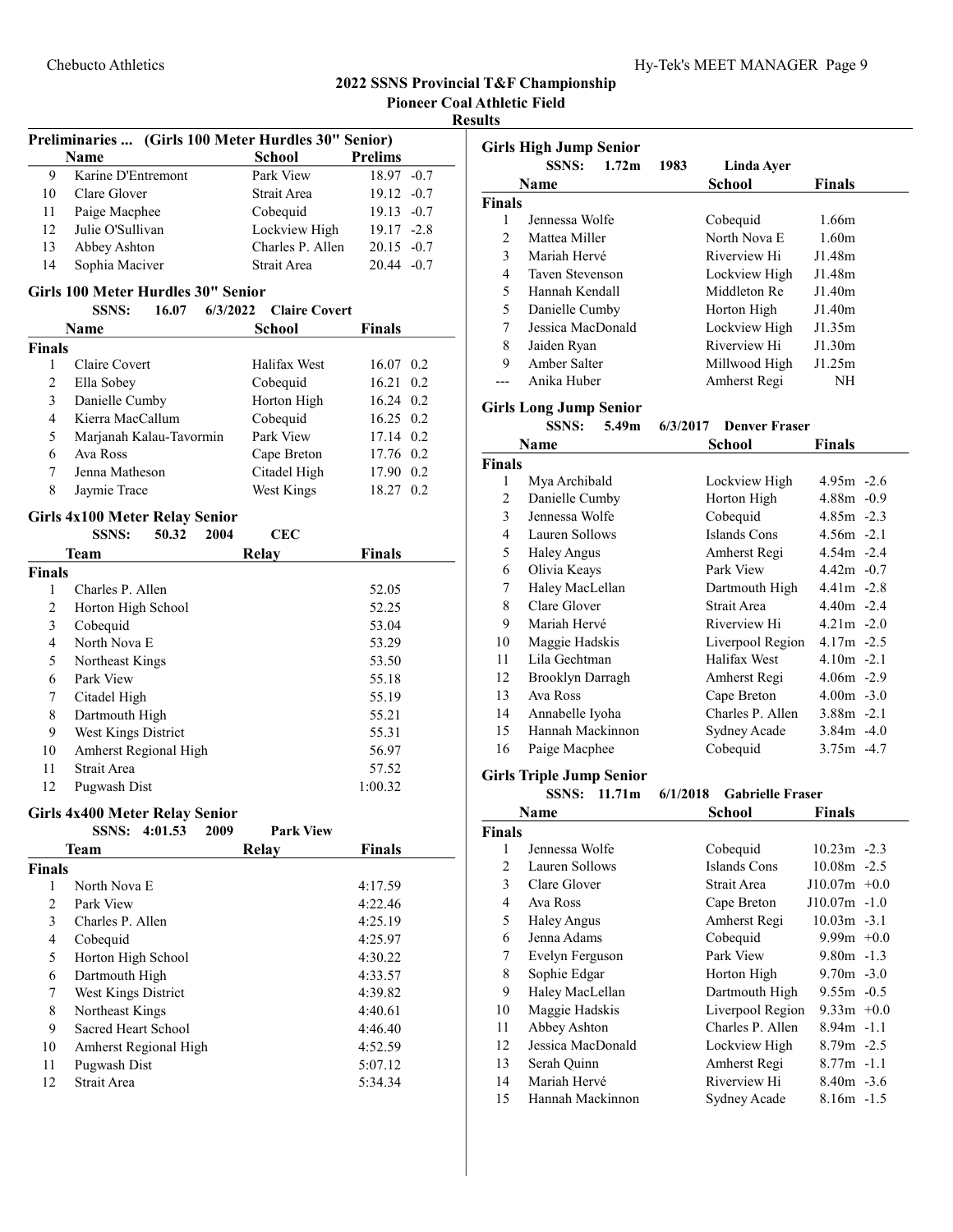## 2022 SSNS Provincial T&F Championship

**Pioneer Coal Athletic Field**

**Results**

### Preliminaries ... (Girls 100 Meter Hurdles 30" Senior)

| | Name | School | Prelims | |
|---|---|---|---|---|
| 9 | Karine D'Entremont | Park View | 18.97 | -0.7 |
| 10 | Clare Glover | Strait Area | 19.12 | -0.7 |
| 11 | Paige Macphee | Cobequid | 19.13 | -0.7 |
| 12 | Julie O'Sullivan | Lockview High | 19.17 | -2.8 |
| 13 | Abbey Ashton | Charles P. Allen | 20.15 | -0.7 |
| 14 | Sophia Maciver | Strait Area | 20.44 | -0.7 |

### Girls 100 Meter Hurdles 30" Senior

**SSNS: 16.07 6/3/2022 Claire Covert**

| | Name | School | Finals | |
|---|---|---|---|---|
| **Finals** | | | | |
| 1 | Claire Covert | Halifax West | 16.07 | 0.2 |
| 2 | Ella Sobey | Cobequid | 16.21 | 0.2 |
| 3 | Danielle Cumby | Horton High | 16.24 | 0.2 |
| 4 | Kierra MacCallum | Cobequid | 16.25 | 0.2 |
| 5 | Marjanah Kalau-Tavormin | Park View | 17.14 | 0.2 |
| 6 | Ava Ross | Cape Breton | 17.76 | 0.2 |
| 7 | Jenna Matheson | Citadel High | 17.90 | 0.2 |
| 8 | Jaymie Trace | West Kings | 18.27 | 0.2 |

### Girls 4x100 Meter Relay Senior

**SSNS: 50.32 2004 CEC**

| | Team | Relay | Finals |
|---|---|---|---|
| **Finals** | | | |
| 1 | Charles P. Allen | | 52.05 |
| 2 | Horton High School | | 52.25 |
| 3 | Cobequid | | 53.04 |
| 4 | North Nova E | | 53.29 |
| 5 | Northeast Kings | | 53.50 |
| 6 | Park View | | 55.18 |
| 7 | Citadel High | | 55.19 |
| 8 | Dartmouth High | | 55.21 |
| 9 | West Kings District | | 55.31 |
| 10 | Amherst Regional High | | 56.97 |
| 11 | Strait Area | | 57.52 |
| 12 | Pugwash Dist | | 1:00.32 |

### Girls 4x400 Meter Relay Senior

**SSNS: 4:01.53 2009 Park View**

| | Team | Relay | Finals |
|---|---|---|---|
| **Finals** | | | |
| 1 | North Nova E | | 4:17.59 |
| 2 | Park View | | 4:22.46 |
| 3 | Charles P. Allen | | 4:25.19 |
| 4 | Cobequid | | 4:25.97 |
| 5 | Horton High School | | 4:30.22 |
| 6 | Dartmouth High | | 4:33.57 |
| 7 | West Kings District | | 4:39.82 |
| 8 | Northeast Kings | | 4:40.61 |
| 9 | Sacred Heart School | | 4:46.40 |
| 10 | Amherst Regional High | | 4:52.59 |
| 11 | Pugwash Dist | | 5:07.12 |
| 12 | Strait Area | | 5:34.34 |

### Girls High Jump Senior

**SSNS: 1.72m 1983 Linda Ayer**

| | Name | School | Finals |
|---|---|---|---|
| **Finals** | | | |
| 1 | Jennessa Wolfe | Cobequid | 1.66m |
| 2 | Mattea Miller | North Nova E | 1.60m |
| 3 | Mariah Hervé | Riverview Hi | J1.48m |
| 4 | Taven Stevenson | Lockview High | J1.48m |
| 5 | Hannah Kendall | Middleton Re | J1.40m |
| 5 | Danielle Cumby | Horton High | J1.40m |
| 7 | Jessica MacDonald | Lockview High | J1.35m |
| 8 | Jaiden Ryan | Riverview Hi | J1.30m |
| 9 | Amber Salter | Millwood High | J1.25m |
| --- | Anika Huber | Amherst Regi | NH |

### Girls Long Jump Senior

**SSNS: 5.49m 6/3/2017 Denver Fraser**

| | Name | School | Finals | |
|---|---|---|---|---|
| **Finals** | | | | |
| 1 | Mya Archibald | Lockview High | 4.95m | -2.6 |
| 2 | Danielle Cumby | Horton High | 4.88m | -0.9 |
| 3 | Jennessa Wolfe | Cobequid | 4.85m | -2.3 |
| 4 | Lauren Sollows | Islands Cons | 4.56m | -2.1 |
| 5 | Haley Angus | Amherst Regi | 4.54m | -2.4 |
| 6 | Olivia Keays | Park View | 4.42m | -0.7 |
| 7 | Haley MacLellan | Dartmouth High | 4.41m | -2.8 |
| 8 | Clare Glover | Strait Area | 4.40m | -2.4 |
| 9 | Mariah Hervé | Riverview Hi | 4.21m | -2.0 |
| 10 | Maggie Hadskis | Liverpool Region | 4.17m | -2.5 |
| 11 | Lila Gechtman | Halifax West | 4.10m | -2.1 |
| 12 | Brooklyn Darragh | Amherst Regi | 4.06m | -2.9 |
| 13 | Ava Ross | Cape Breton | 4.00m | -3.0 |
| 14 | Annabelle Iyoha | Charles P. Allen | 3.88m | -2.1 |
| 15 | Hannah Mackinnon | Sydney Acade | 3.84m | -4.0 |
| 16 | Paige Macphee | Cobequid | 3.75m | -4.7 |

### Girls Triple Jump Senior

**SSNS: 11.71m 6/1/2018 Gabrielle Fraser**

| | Name | School | Finals | |
|---|---|---|---|---|
| **Finals** | | | | |
| 1 | Jennessa Wolfe | Cobequid | 10.23m | -2.3 |
| 2 | Lauren Sollows | Islands Cons | 10.08m | -2.5 |
| 3 | Clare Glover | Strait Area | J10.07m | +0.0 |
| 4 | Ava Ross | Cape Breton | J10.07m | -1.0 |
| 5 | Haley Angus | Amherst Regi | 10.03m | -3.1 |
| 6 | Jenna Adams | Cobequid | 9.99m | +0.0 |
| 7 | Evelyn Ferguson | Park View | 9.80m | -1.3 |
| 8 | Sophie Edgar | Horton High | 9.70m | -3.0 |
| 9 | Haley MacLellan | Dartmouth High | 9.55m | -0.5 |
| 10 | Maggie Hadskis | Liverpool Region | 9.33m | +0.0 |
| 11 | Abbey Ashton | Charles P. Allen | 8.94m | -1.1 |
| 12 | Jessica MacDonald | Lockview High | 8.79m | -2.5 |
| 13 | Serah Quinn | Amherst Regi | 8.77m | -1.1 |
| 14 | Mariah Hervé | Riverview Hi | 8.40m | -3.6 |
| 15 | Hannah Mackinnon | Sydney Acade | 8.16m | -1.5 |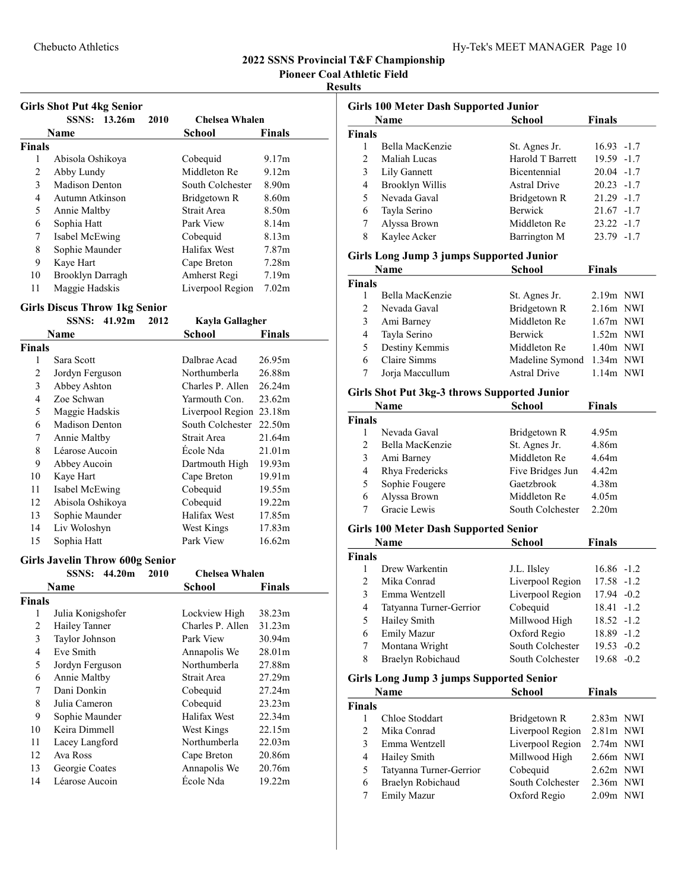## 2022 SSNS Provincial T&F Championship

### Pioneer Coal Athletic Field

### Results

#### Girls Shot Put 4kg Senior

SSNS: 13.26m 2010 Chelsea Whalen

| | Name | School | Finals |
|---|---|---|---|
| **Finals** | | | |
| 1 | Abisola Oshikoya | Cobequid | 9.17m |
| 2 | Abby Lundy | Middleton Re | 9.12m |
| 3 | Madison Denton | South Colchester | 8.90m |
| 4 | Autumn Atkinson | Bridgetown R | 8.60m |
| 5 | Annie Maltby | Strait Area | 8.50m |
| 6 | Sophia Hatt | Park View | 8.14m |
| 7 | Isabel McEwing | Cobequid | 8.13m |
| 8 | Sophie Maunder | Halifax West | 7.87m |
| 9 | Kaye Hart | Cape Breton | 7.28m |
| 10 | Brooklyn Darragh | Amherst Regi | 7.19m |
| 11 | Maggie Hadskis | Liverpool Region | 7.02m |

#### Girls Discus Throw 1kg Senior

SSNS: 41.92m 2012 Kayla Gallagher

| | Name | School | Finals |
|---|---|---|---|
| **Finals** | | | |
| 1 | Sara Scott | Dalbrae Acad | 26.95m |
| 2 | Jordyn Ferguson | Northumberla | 26.88m |
| 3 | Abbey Ashton | Charles P. Allen | 26.24m |
| 4 | Zoe Schwan | Yarmouth Con. | 23.62m |
| 5 | Maggie Hadskis | Liverpool Region | 23.18m |
| 6 | Madison Denton | South Colchester | 22.50m |
| 7 | Annie Maltby | Strait Area | 21.64m |
| 8 | Léarose Aucoin | École Nda | 21.01m |
| 9 | Abbey Aucoin | Dartmouth High | 19.93m |
| 10 | Kaye Hart | Cape Breton | 19.91m |
| 11 | Isabel McEwing | Cobequid | 19.55m |
| 12 | Abisola Oshikoya | Cobequid | 19.22m |
| 13 | Sophie Maunder | Halifax West | 17.85m |
| 14 | Liv Woloshyn | West Kings | 17.83m |
| 15 | Sophia Hatt | Park View | 16.62m |

#### Girls Javelin Throw 600g Senior

SSNS: 44.20m 2010 Chelsea Whalen

| | Name | School | Finals |
|---|---|---|---|
| **Finals** | | | |
| 1 | Julia Konigshofer | Lockview High | 38.23m |
| 2 | Hailey Tanner | Charles P. Allen | 31.23m |
| 3 | Taylor Johnson | Park View | 30.94m |
| 4 | Eve Smith | Annapolis We | 28.01m |
| 5 | Jordyn Ferguson | Northumberla | 27.88m |
| 6 | Annie Maltby | Strait Area | 27.29m |
| 7 | Dani Donkin | Cobequid | 27.24m |
| 8 | Julia Cameron | Cobequid | 23.23m |
| 9 | Sophie Maunder | Halifax West | 22.34m |
| 10 | Keira Dimmell | West Kings | 22.15m |
| 11 | Lacey Langford | Northumberla | 22.03m |
| 12 | Ava Ross | Cape Breton | 20.86m |
| 13 | Georgie Coates | Annapolis We | 20.76m |
| 14 | Léarose Aucoin | École Nda | 19.22m |

#### Girls 100 Meter Dash Supported Junior

| | Name | School | Finals | Wind |
|---|---|---|---|---|
| **Finals** | | | | |
| 1 | Bella MacKenzie | St. Agnes Jr. | 16.93 | -1.7 |
| 2 | Maliah Lucas | Harold T Barrett | 19.59 | -1.7 |
| 3 | Lily Gannett | Bicentennial | 20.04 | -1.7 |
| 4 | Brooklyn Willis | Astral Drive | 20.23 | -1.7 |
| 5 | Nevada Gaval | Bridgetown R | 21.29 | -1.7 |
| 6 | Tayla Serino | Berwick | 21.67 | -1.7 |
| 7 | Alyssa Brown | Middleton Re | 23.22 | -1.7 |
| 8 | Kaylee Acker | Barrington M | 23.79 | -1.7 |

#### Girls Long Jump 3 jumps Supported Junior

| | Name | School | Finals | Wind |
|---|---|---|---|---|
| **Finals** | | | | |
| 1 | Bella MacKenzie | St. Agnes Jr. | 2.19m | NWI |
| 2 | Nevada Gaval | Bridgetown R | 2.16m | NWI |
| 3 | Ami Barney | Middleton Re | 1.67m | NWI |
| 4 | Tayla Serino | Berwick | 1.52m | NWI |
| 5 | Destiny Kemmis | Middleton Re | 1.40m | NWI |
| 6 | Claire Simms | Madeline Symond | 1.34m | NWI |
| 7 | Jorja Maccullum | Astral Drive | 1.14m | NWI |

#### Girls Shot Put 3kg-3 throws Supported Junior

| | Name | School | Finals |
|---|---|---|---|
| **Finals** | | | |
| 1 | Nevada Gaval | Bridgetown R | 4.95m |
| 2 | Bella MacKenzie | St. Agnes Jr. | 4.86m |
| 3 | Ami Barney | Middleton Re | 4.64m |
| 4 | Rhya Fredericks | Five Bridges Jun | 4.42m |
| 5 | Sophie Fougere | Gaetzbrook | 4.38m |
| 6 | Alyssa Brown | Middleton Re | 4.05m |
| 7 | Gracie Lewis | South Colchester | 2.20m |

#### Girls 100 Meter Dash Supported Senior

| | Name | School | Finals | Wind |
|---|---|---|---|---|
| **Finals** | | | | |
| 1 | Drew Warkentin | J.L. Ilsley | 16.86 | -1.2 |
| 2 | Mika Conrad | Liverpool Region | 17.58 | -1.2 |
| 3 | Emma Wentzell | Liverpool Region | 17.94 | -0.2 |
| 4 | Tatyanna Turner-Gerrior | Cobequid | 18.41 | -1.2 |
| 5 | Hailey Smith | Millwood High | 18.52 | -1.2 |
| 6 | Emily Mazur | Oxford Regio | 18.89 | -1.2 |
| 7 | Montana Wright | South Colchester | 19.53 | -0.2 |
| 8 | Braelyn Robichaud | South Colchester | 19.68 | -0.2 |

#### Girls Long Jump 3 jumps Supported Senior

| | Name | School | Finals | Wind |
|---|---|---|---|---|
| **Finals** | | | | |
| 1 | Chloe Stoddart | Bridgetown R | 2.83m | NWI |
| 2 | Mika Conrad | Liverpool Region | 2.81m | NWI |
| 3 | Emma Wentzell | Liverpool Region | 2.74m | NWI |
| 4 | Hailey Smith | Millwood High | 2.66m | NWI |
| 5 | Tatyanna Turner-Gerrior | Cobequid | 2.62m | NWI |
| 6 | Braelyn Robichaud | South Colchester | 2.36m | NWI |
| 7 | Emily Mazur | Oxford Regio | 2.09m | NWI |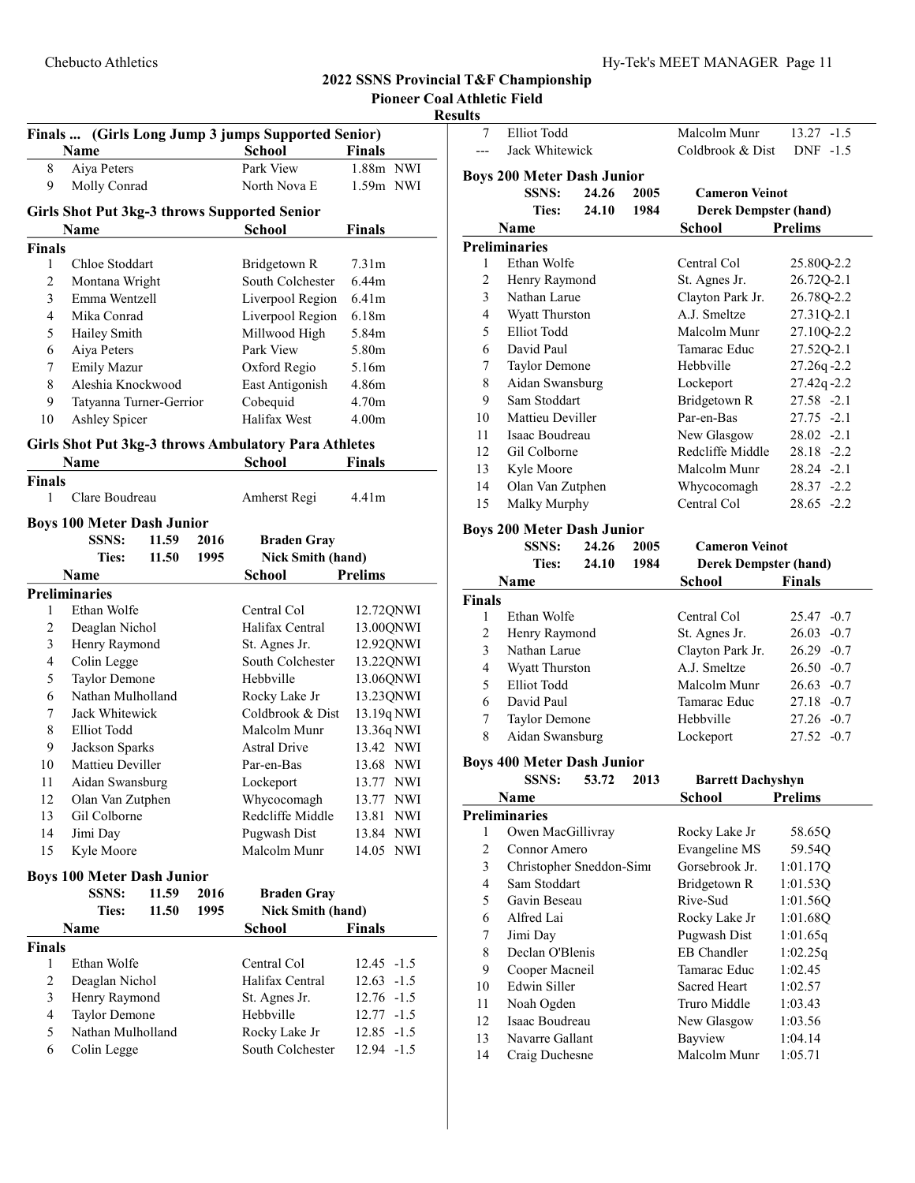# 2022 SSNS Provincial T&F Championship

## Pioneer Coal Athletic Field

## Results

### Finals ... (Girls Long Jump 3 jumps Supported Senior)

| | Name | School | Finals | |
|---|---|---|---|---|
| 8 | Aiya Peters | Park View | 1.88m | NWI |
| 9 | Molly Conrad | North Nova E | 1.59m | NWI |

### Girls Shot Put 3kg-3 throws Supported Senior

| | Name | School | Finals |
|---|---|---|---|
| **Finals** | | | |
| 1 | Chloe Stoddart | Bridgetown R | 7.31m |
| 2 | Montana Wright | South Colchester | 6.44m |
| 3 | Emma Wentzell | Liverpool Region | 6.41m |
| 4 | Mika Conrad | Liverpool Region | 6.18m |
| 5 | Hailey Smith | Millwood High | 5.84m |
| 6 | Aiya Peters | Park View | 5.80m |
| 7 | Emily Mazur | Oxford Regio | 5.16m |
| 8 | Aleshia Knockwood | East Antigonish | 4.86m |
| 9 | Tatyanna Turner-Gerrior | Cobequid | 4.70m |
| 10 | Ashley Spicer | Halifax West | 4.00m |

### Girls Shot Put 3kg-3 throws Ambulatory Para Athletes

| | Name | School | Finals |
|---|---|---|---|
| **Finals** | | | |
| 1 | Clare Boudreau | Amherst Regi | 4.41m |

### Boys 100 Meter Dash Junior

**SSNS:** 11.59 2016 **Braden Gray**
**Ties:** 11.50 1995 **Nick Smith (hand)**

| | Name | School | Prelims | |
|---|---|---|---|---|
| **Preliminaries** | | | | |
| 1 | Ethan Wolfe | Central Col | 12.72Q | NWI |
| 2 | Deaglan Nichol | Halifax Central | 13.00Q | NWI |
| 3 | Henry Raymond | St. Agnes Jr. | 12.92Q | NWI |
| 4 | Colin Legge | South Colchester | 13.22Q | NWI |
| 5 | Taylor Demone | Hebbville | 13.06Q | NWI |
| 6 | Nathan Mulholland | Rocky Lake Jr | 13.23Q | NWI |
| 7 | Jack Whitewick | Coldbrook & Dist | 13.19q | NWI |
| 8 | Elliot Todd | Malcolm Munr | 13.36q | NWI |
| 9 | Jackson Sparks | Astral Drive | 13.42 | NWI |
| 10 | Mattieu Deviller | Par-en-Bas | 13.68 | NWI |
| 11 | Aidan Swansburg | Lockeport | 13.77 | NWI |
| 12 | Olan Van Zutphen | Whycocomagh | 13.77 | NWI |
| 13 | Gil Colborne | Redcliffe Middle | 13.81 | NWI |
| 14 | Jimi Day | Pugwash Dist | 13.84 | NWI |
| 15 | Kyle Moore | Malcolm Munr | 14.05 | NWI |

### Boys 100 Meter Dash Junior

**SSNS:** 11.59 2016 **Braden Gray**
**Ties:** 11.50 1995 **Nick Smith (hand)**

| | Name | School | Finals | |
|---|---|---|---|---|
| **Finals** | | | | |
| 1 | Ethan Wolfe | Central Col | 12.45 | -1.5 |
| 2 | Deaglan Nichol | Halifax Central | 12.63 | -1.5 |
| 3 | Henry Raymond | St. Agnes Jr. | 12.76 | -1.5 |
| 4 | Taylor Demone | Hebbville | 12.77 | -1.5 |
| 5 | Nathan Mulholland | Rocky Lake Jr | 12.85 | -1.5 |
| 6 | Colin Legge | South Colchester | 12.94 | -1.5 |
| 7 | Elliot Todd | Malcolm Munr | 13.27 | -1.5 |
| --- | Jack Whitewick | Coldbrook & Dist | DNF | -1.5 |

### Boys 200 Meter Dash Junior

**SSNS:** 24.26 2005 **Cameron Veinot**
**Ties:** 24.10 1984 **Derek Dempster (hand)**

| | Name | School | Prelims | |
|---|---|---|---|---|
| **Preliminaries** | | | | |
| 1 | Ethan Wolfe | Central Col | 25.80Q | -2.2 |
| 2 | Henry Raymond | St. Agnes Jr. | 26.72Q | -2.1 |
| 3 | Nathan Larue | Clayton Park Jr. | 26.78Q | -2.2 |
| 4 | Wyatt Thurston | A.J. Smeltze | 27.31Q | -2.1 |
| 5 | Elliot Todd | Malcolm Munr | 27.10Q | -2.2 |
| 6 | David Paul | Tamarac Educ | 27.52Q | -2.1 |
| 7 | Taylor Demone | Hebbville | 27.26q | -2.2 |
| 8 | Aidan Swansburg | Lockeport | 27.42q | -2.2 |
| 9 | Sam Stoddart | Bridgetown R | 27.58 | -2.1 |
| 10 | Mattieu Deviller | Par-en-Bas | 27.75 | -2.1 |
| 11 | Isaac Boudreau | New Glasgow | 28.02 | -2.1 |
| 12 | Gil Colborne | Redcliffe Middle | 28.18 | -2.2 |
| 13 | Kyle Moore | Malcolm Munr | 28.24 | -2.1 |
| 14 | Olan Van Zutphen | Whycocomagh | 28.37 | -2.2 |
| 15 | Malky Murphy | Central Col | 28.65 | -2.2 |

### Boys 200 Meter Dash Junior

**SSNS:** 24.26 2005 **Cameron Veinot**
**Ties:** 24.10 1984 **Derek Dempster (hand)**

| | Name | School | Finals | |
|---|---|---|---|---|
| **Finals** | | | | |
| 1 | Ethan Wolfe | Central Col | 25.47 | -0.7 |
| 2 | Henry Raymond | St. Agnes Jr. | 26.03 | -0.7 |
| 3 | Nathan Larue | Clayton Park Jr. | 26.29 | -0.7 |
| 4 | Wyatt Thurston | A.J. Smeltze | 26.50 | -0.7 |
| 5 | Elliot Todd | Malcolm Munr | 26.63 | -0.7 |
| 6 | David Paul | Tamarac Educ | 27.18 | -0.7 |
| 7 | Taylor Demone | Hebbville | 27.26 | -0.7 |
| 8 | Aidan Swansburg | Lockeport | 27.52 | -0.7 |

### Boys 400 Meter Dash Junior

**SSNS:** 53.72 2013 **Barrett Dachyshyn**

| | Name | School | Prelims |
|---|---|---|---|
| **Preliminaries** | | | |
| 1 | Owen MacGillivray | Rocky Lake Jr | 58.65Q |
| 2 | Connor Amero | Evangeline MS | 59.54Q |
| 3 | Christopher Sneddon-Simı | Gorsebrook Jr. | 1:01.17Q |
| 4 | Sam Stoddart | Bridgetown R | 1:01.53Q |
| 5 | Gavin Beseau | Rive-Sud | 1:01.56Q |
| 6 | Alfred Lai | Rocky Lake Jr | 1:01.68Q |
| 7 | Jimi Day | Pugwash Dist | 1:01.65q |
| 8 | Declan O'Blenis | EB Chandler | 1:02.25q |
| 9 | Cooper Macneil | Tamarac Educ | 1:02.45 |
| 10 | Edwin Siller | Sacred Heart | 1:02.57 |
| 11 | Noah Ogden | Truro Middle | 1:03.43 |
| 12 | Isaac Boudreau | New Glasgow | 1:03.56 |
| 13 | Navarre Gallant | Bayview | 1:04.14 |
| 14 | Craig Duchesne | Malcolm Munr | 1:05.71 |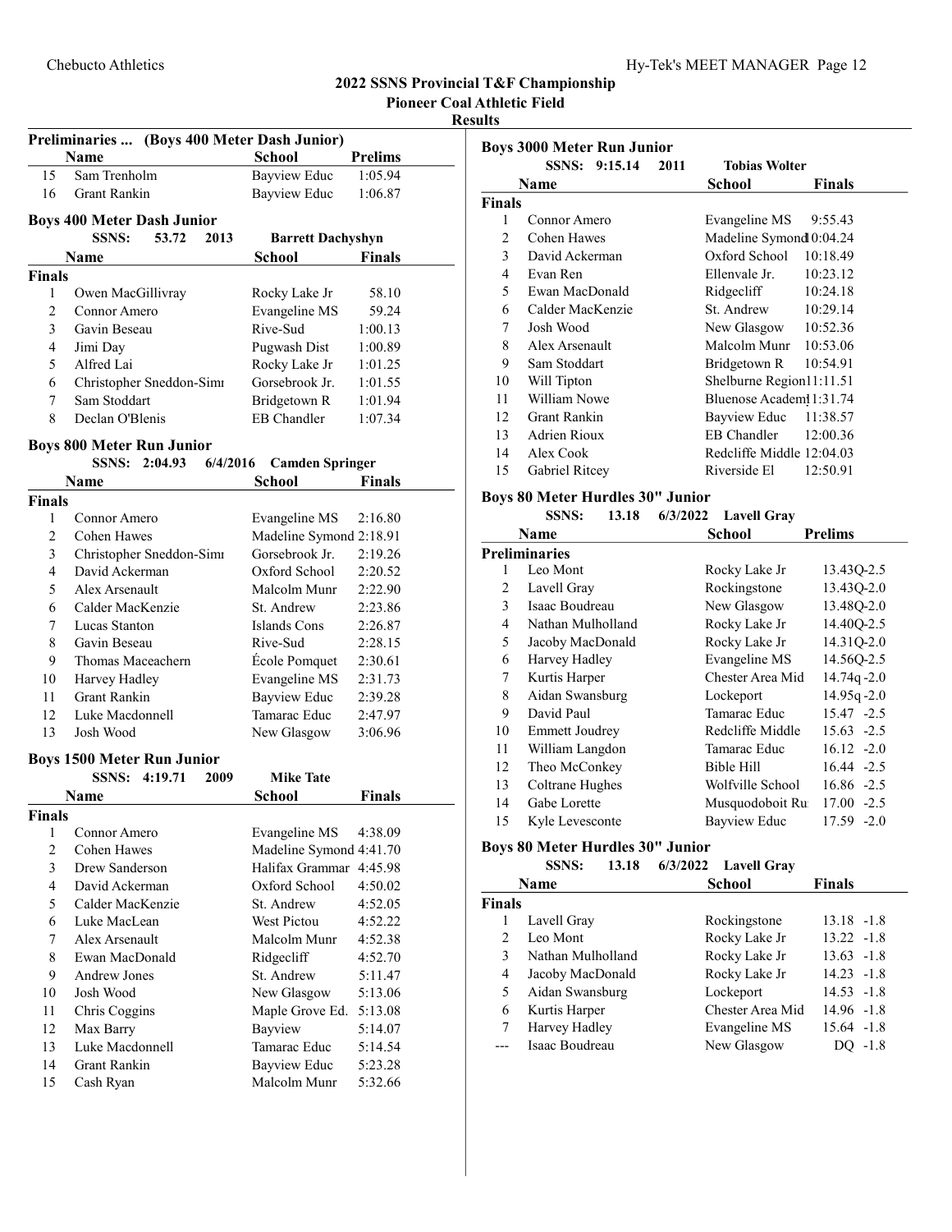## 2022 SSNS Provincial T&F Championship

**Pioneer Coal Athletic Field**

**Results**

### Preliminaries ... (Boys 400 Meter Dash Junior)

| | Name | School | Prelims |
|---|---|---|---|
| 15 | Sam Trenholm | Bayview Educ | 1:05.94 |
| 16 | Grant Rankin | Bayview Educ | 1:06.87 |

### Boys 400 Meter Dash Junior

SSNS: 53.72 2013 Barrett Dachyshyn

| | Name | School | Finals |
|---|---|---|---|
| **Finals** | | | |
| 1 | Owen MacGillivray | Rocky Lake Jr | 58.10 |
| 2 | Connor Amero | Evangeline MS | 59.24 |
| 3 | Gavin Beseau | Rive-Sud | 1:00.13 |
| 4 | Jimi Day | Pugwash Dist | 1:00.89 |
| 5 | Alfred Lai | Rocky Lake Jr | 1:01.25 |
| 6 | Christopher Sneddon-Simı | Gorsebrook Jr. | 1:01.55 |
| 7 | Sam Stoddart | Bridgetown R | 1:01.94 |
| 8 | Declan O'Blenis | EB Chandler | 1:07.34 |

### Boys 800 Meter Run Junior

SSNS: 2:04.93 6/4/2016 Camden Springer

| | Name | School | Finals |
|---|---|---|---|
| **Finals** | | | |
| 1 | Connor Amero | Evangeline MS | 2:16.80 |
| 2 | Cohen Hawes | Madeline Symond | 2:18.91 |
| 3 | Christopher Sneddon-Simı | Gorsebrook Jr. | 2:19.26 |
| 4 | David Ackerman | Oxford School | 2:20.52 |
| 5 | Alex Arsenault | Malcolm Munr | 2:22.90 |
| 6 | Calder MacKenzie | St. Andrew | 2:23.86 |
| 7 | Lucas Stanton | Islands Cons | 2:26.87 |
| 8 | Gavin Beseau | Rive-Sud | 2:28.15 |
| 9 | Thomas Maceachern | École Pomquet | 2:30.61 |
| 10 | Harvey Hadley | Evangeline MS | 2:31.73 |
| 11 | Grant Rankin | Bayview Educ | 2:39.28 |
| 12 | Luke Macdonnell | Tamarac Educ | 2:47.97 |
| 13 | Josh Wood | New Glasgow | 3:06.96 |

### Boys 1500 Meter Run Junior

SSNS: 4:19.71 2009 Mike Tate

| | Name | School | Finals |
|---|---|---|---|
| **Finals** | | | |
| 1 | Connor Amero | Evangeline MS | 4:38.09 |
| 2 | Cohen Hawes | Madeline Symond | 4:41.70 |
| 3 | Drew Sanderson | Halifax Grammar | 4:45.98 |
| 4 | David Ackerman | Oxford School | 4:50.02 |
| 5 | Calder MacKenzie | St. Andrew | 4:52.05 |
| 6 | Luke MacLean | West Pictou | 4:52.22 |
| 7 | Alex Arsenault | Malcolm Munr | 4:52.38 |
| 8 | Ewan MacDonald | Ridgecliff | 4:52.70 |
| 9 | Andrew Jones | St. Andrew | 5:11.47 |
| 10 | Josh Wood | New Glasgow | 5:13.06 |
| 11 | Chris Coggins | Maple Grove Ed. | 5:13.08 |
| 12 | Max Barry | Bayview | 5:14.07 |
| 13 | Luke Macdonnell | Tamarac Educ | 5:14.54 |
| 14 | Grant Rankin | Bayview Educ | 5:23.28 |
| 15 | Cash Ryan | Malcolm Munr | 5:32.66 |

### Boys 3000 Meter Run Junior

SSNS: 9:15.14 2011 Tobias Wolter

| | Name | School | Finals |
|---|---|---|---|
| **Finals** | | | |
| 1 | Connor Amero | Evangeline MS | 9:55.43 |
| 2 | Cohen Hawes | Madeline Symond | 10:04.24 |
| 3 | David Ackerman | Oxford School | 10:18.49 |
| 4 | Evan Ren | Ellenvale Jr. | 10:23.12 |
| 5 | Ewan MacDonald | Ridgecliff | 10:24.18 |
| 6 | Calder MacKenzie | St. Andrew | 10:29.14 |
| 7 | Josh Wood | New Glasgow | 10:52.36 |
| 8 | Alex Arsenault | Malcolm Munr | 10:53.06 |
| 9 | Sam Stoddart | Bridgetown R | 10:54.91 |
| 10 | Will Tipton | Shelburne Region | 11:11.51 |
| 11 | William Nowe | Bluenose Academ | 11:31.74 |
| 12 | Grant Rankin | Bayview Educ | 11:38.57 |
| 13 | Adrien Rioux | EB Chandler | 12:00.36 |
| 14 | Alex Cook | Redcliffe Middle | 12:04.03 |
| 15 | Gabriel Ritcey | Riverside El | 12:50.91 |

### Boys 80 Meter Hurdles 30" Junior

SSNS: 13.18 6/3/2022 Lavell Gray

| | Name | School | Prelims | |
|---|---|---|---|---|
| **Preliminaries** | | | | |
| 1 | Leo Mont | Rocky Lake Jr | 13.43Q | -2.5 |
| 2 | Lavell Gray | Rockingstone | 13.43Q | -2.0 |
| 3 | Isaac Boudreau | New Glasgow | 13.48Q | -2.0 |
| 4 | Nathan Mulholland | Rocky Lake Jr | 14.40Q | -2.5 |
| 5 | Jacoby MacDonald | Rocky Lake Jr | 14.31Q | -2.0 |
| 6 | Harvey Hadley | Evangeline MS | 14.56Q | -2.5 |
| 7 | Kurtis Harper | Chester Area Mid | 14.74q | -2.0 |
| 8 | Aidan Swansburg | Lockeport | 14.95q | -2.0 |
| 9 | David Paul | Tamarac Educ | 15.47 | -2.5 |
| 10 | Emmett Joudrey | Redcliffe Middle | 15.63 | -2.5 |
| 11 | William Langdon | Tamarac Educ | 16.12 | -2.0 |
| 12 | Theo McConkey | Bible Hill | 16.44 | -2.5 |
| 13 | Coltrane Hughes | Wolfville School | 16.86 | -2.5 |
| 14 | Gabe Lorette | Musquodoboit Ru | 17.00 | -2.5 |
| 15 | Kyle Levesconte | Bayview Educ | 17.59 | -2.0 |

### Boys 80 Meter Hurdles 30" Junior

SSNS: 13.18 6/3/2022 Lavell Gray

| | Name | School | Finals | |
|---|---|---|---|---|
| **Finals** | | | | |
| 1 | Lavell Gray | Rockingstone | 13.18 | -1.8 |
| 2 | Leo Mont | Rocky Lake Jr | 13.22 | -1.8 |
| 3 | Nathan Mulholland | Rocky Lake Jr | 13.63 | -1.8 |
| 4 | Jacoby MacDonald | Rocky Lake Jr | 14.23 | -1.8 |
| 5 | Aidan Swansburg | Lockeport | 14.53 | -1.8 |
| 6 | Kurtis Harper | Chester Area Mid | 14.96 | -1.8 |
| 7 | Harvey Hadley | Evangeline MS | 15.64 | -1.8 |
| --- | Isaac Boudreau | New Glasgow | DQ | -1.8 |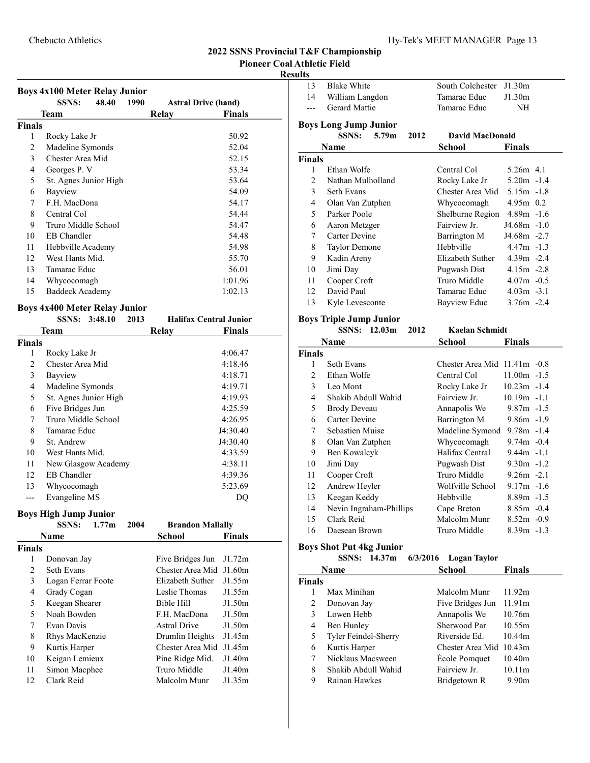# 2022 SSNS Provincial T&F Championship

## Pioneer Coal Athletic Field

### Results

**Boys 4x100 Meter Relay Junior**

SSNS: 48.40 1990 Astral Drive (hand)

| | Team | Relay | Finals |
|---|---|---|---|
| **Finals** | | | |
| 1 | Rocky Lake Jr | | 50.92 |
| 2 | Madeline Symonds | | 52.04 |
| 3 | Chester Area Mid | | 52.15 |
| 4 | Georges P. V | | 53.34 |
| 5 | St. Agnes Junior High | | 53.64 |
| 6 | Bayview | | 54.09 |
| 7 | F.H. MacDona | | 54.17 |
| 8 | Central Col | | 54.44 |
| 9 | Truro Middle School | | 54.47 |
| 10 | EB Chandler | | 54.48 |
| 11 | Hebbville Academy | | 54.98 |
| 12 | West Hants Mid. | | 55.70 |
| 13 | Tamarac Educ | | 56.01 |
| 14 | Whycocomagh | | 1:01.96 |
| 15 | Baddeck Academy | | 1:02.13 |

**Boys 4x400 Meter Relay Junior**

SSNS: 3:48.10 2013 Halifax Central Junior

| | Team | Relay | Finals |
|---|---|---|---|
| **Finals** | | | |
| 1 | Rocky Lake Jr | | 4:06.47 |
| 2 | Chester Area Mid | | 4:18.46 |
| 3 | Bayview | | 4:18.71 |
| 4 | Madeline Symonds | | 4:19.71 |
| 5 | St. Agnes Junior High | | 4:19.93 |
| 6 | Five Bridges Jun | | 4:25.59 |
| 7 | Truro Middle School | | 4:26.95 |
| 8 | Tamarac Educ | | J4:30.40 |
| 9 | St. Andrew | | J4:30.40 |
| 10 | West Hants Mid. | | 4:33.59 |
| 11 | New Glasgow Academy | | 4:38.11 |
| 12 | EB Chandler | | 4:39.36 |
| 13 | Whycocomagh | | 5:23.69 |
| --- | Evangeline MS | | DQ |

**Boys High Jump Junior**

SSNS: 1.77m 2004 Brandon Mallally

| | Name | School | Finals |
|---|---|---|---|
| **Finals** | | | |
| 1 | Donovan Jay | Five Bridges Jun | J1.72m |
| 2 | Seth Evans | Chester Area Mid | J1.60m |
| 3 | Logan Ferrar Foote | Elizabeth Suther | J1.55m |
| 4 | Grady Cogan | Leslie Thomas | J1.55m |
| 5 | Keegan Shearer | Bible Hill | J1.50m |
| 5 | Noah Bowden | F.H. MacDona | J1.50m |
| 7 | Evan Davis | Astral Drive | J1.50m |
| 8 | Rhys MacKenzie | Drumlin Heights | J1.45m |
| 9 | Kurtis Harper | Chester Area Mid | J1.45m |
| 10 | Keigan Lemieux | Pine Ridge Mid. | J1.40m |
| 11 | Simon Macphee | Truro Middle | J1.40m |
| 12 | Clark Reid | Malcolm Munr | J1.35m |
| 13 | Blake White | South Colchester | J1.30m |
| 14 | William Langdon | Tamarac Educ | J1.30m |
| --- | Gerard Mattie | Tamarac Educ | NH |

**Boys Long Jump Junior**

SSNS: 5.79m 2012 David MacDonald

| | Name | School | Finals | |
|---|---|---|---|---|
| **Finals** | | | | |
| 1 | Ethan Wolfe | Central Col | 5.26m | 4.1 |
| 2 | Nathan Mulholland | Rocky Lake Jr | 5.20m | -1.4 |
| 3 | Seth Evans | Chester Area Mid | 5.15m | -1.8 |
| 4 | Olan Van Zutphen | Whycocomagh | 4.95m | 0.2 |
| 5 | Parker Poole | Shelburne Region | 4.89m | -1.6 |
| 6 | Aaron Metzger | Fairview Jr. | J4.68m | -1.0 |
| 7 | Carter Devine | Barrington M | J4.68m | -2.7 |
| 8 | Taylor Demone | Hebbville | 4.47m | -1.3 |
| 9 | Kadin Areny | Elizabeth Suther | 4.39m | -2.4 |
| 10 | Jimi Day | Pugwash Dist | 4.15m | -2.8 |
| 11 | Cooper Croft | Truro Middle | 4.07m | -0.5 |
| 12 | David Paul | Tamarac Educ | 4.03m | -3.1 |
| 13 | Kyle Levesconte | Bayview Educ | 3.76m | -2.4 |

**Boys Triple Jump Junior**

SSNS: 12.03m 2012 Kaelan Schmidt

| | Name | School | Finals | |
|---|---|---|---|---|
| **Finals** | | | | |
| 1 | Seth Evans | Chester Area Mid | 11.41m | -0.8 |
| 2 | Ethan Wolfe | Central Col | 11.00m | -1.5 |
| 3 | Leo Mont | Rocky Lake Jr | 10.23m | -1.4 |
| 4 | Shakib Abdull Wahid | Fairview Jr. | 10.19m | -1.1 |
| 5 | Brody Deveau | Annapolis We | 9.87m | -1.5 |
| 6 | Carter Devine | Barrington M | 9.86m | -1.9 |
| 7 | Sebastien Muise | Madeline Symond | 9.78m | -1.4 |
| 8 | Olan Van Zutphen | Whycocomagh | 9.74m | -0.4 |
| 9 | Ben Kowalcyk | Halifax Central | 9.44m | -1.1 |
| 10 | Jimi Day | Pugwash Dist | 9.30m | -1.2 |
| 11 | Cooper Croft | Truro Middle | 9.26m | -2.1 |
| 12 | Andrew Heyler | Wolfville School | 9.17m | -1.6 |
| 13 | Keegan Keddy | Hebbville | 8.89m | -1.5 |
| 14 | Nevin Ingraham-Phillips | Cape Breton | 8.85m | -0.4 |
| 15 | Clark Reid | Malcolm Munr | 8.52m | -0.9 |
| 16 | Daesean Brown | Truro Middle | 8.39m | -1.3 |

**Boys Shot Put 4kg Junior**

SSNS: 14.37m 6/3/2016 Logan Taylor

| | Name | School | Finals |
|---|---|---|---|
| **Finals** | | | |
| 1 | Max Minihan | Malcolm Munr | 11.92m |
| 2 | Donovan Jay | Five Bridges Jun | 11.91m |
| 3 | Lowen Hebb | Annapolis We | 10.76m |
| 4 | Ben Hunley | Sherwood Par | 10.55m |
| 5 | Tyler Feindel-Sherry | Riverside Ed. | 10.44m |
| 6 | Kurtis Harper | Chester Area Mid | 10.43m |
| 7 | Nicklaus Macsween | École Pomquet | 10.40m |
| 8 | Shakib Abdull Wahid | Fairview Jr. | 10.11m |
| 9 | Rainan Hawkes | Bridgetown R | 9.90m |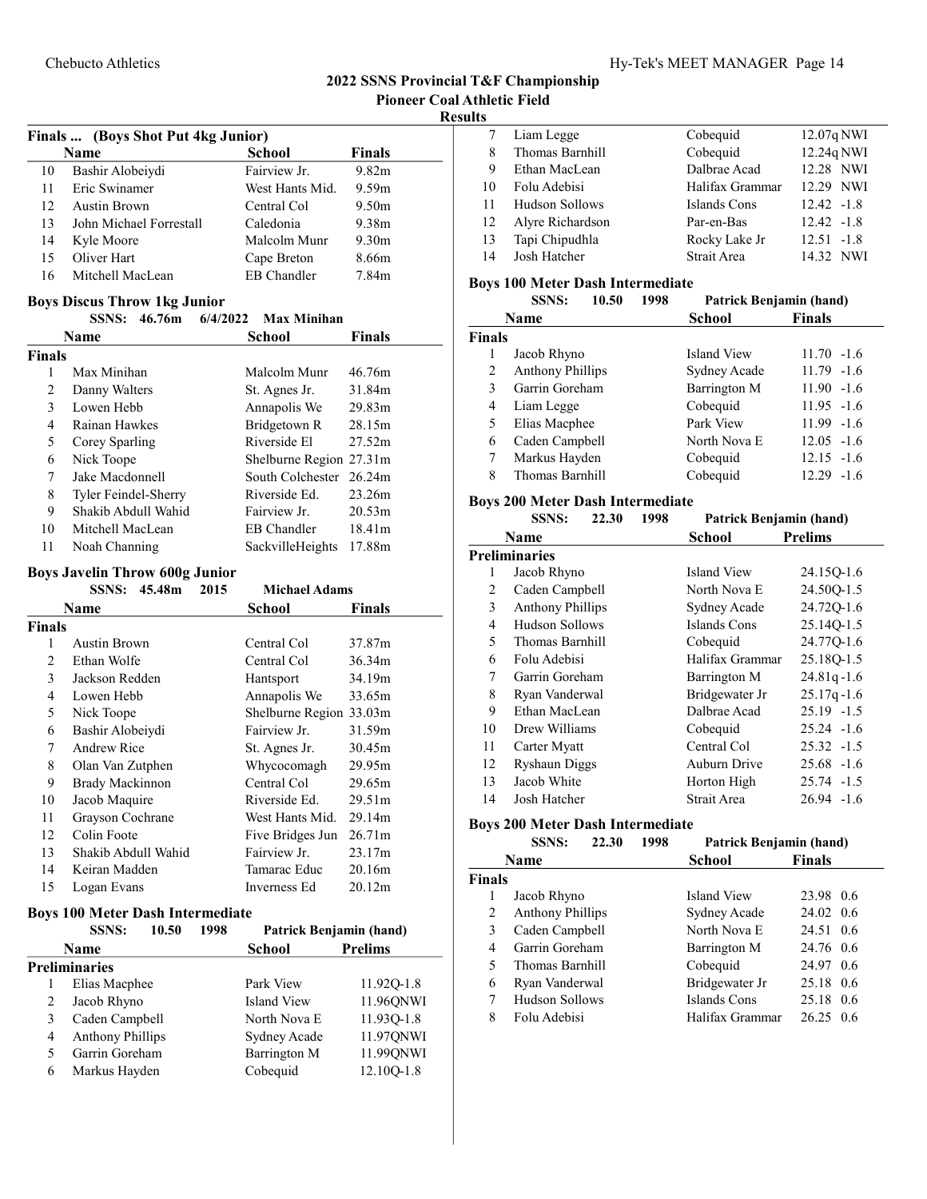## 2022 SSNS Provincial T&F Championship

### Pioneer Coal Athletic Field

### Results

#### Finals ... (Boys Shot Put 4kg Junior)

| | Name | School | Finals |
|---|---|---|---|
| 10 | Bashir Alobeiydi | Fairview Jr. | 9.82m |
| 11 | Eric Swinamer | West Hants Mid. | 9.59m |
| 12 | Austin Brown | Central Col | 9.50m |
| 13 | John Michael Forrestall | Caledonia | 9.38m |
| 14 | Kyle Moore | Malcolm Munr | 9.30m |
| 15 | Oliver Hart | Cape Breton | 8.66m |
| 16 | Mitchell MacLean | EB Chandler | 7.84m |

#### Boys Discus Throw 1kg Junior

**SSNS: 46.76m 6/4/2022 Max Minihan**

| | Name | School | Finals |
|---|---|---|---|
| **Finals** | | | |
| 1 | Max Minihan | Malcolm Munr | 46.76m |
| 2 | Danny Walters | St. Agnes Jr. | 31.84m |
| 3 | Lowen Hebb | Annapolis We | 29.83m |
| 4 | Rainan Hawkes | Bridgetown R | 28.15m |
| 5 | Corey Sparling | Riverside El | 27.52m |
| 6 | Nick Toope | Shelburne Region | 27.31m |
| 7 | Jake Macdonnell | South Colchester | 26.24m |
| 8 | Tyler Feindel-Sherry | Riverside Ed. | 23.26m |
| 9 | Shakib Abdull Wahid | Fairview Jr. | 20.53m |
| 10 | Mitchell MacLean | EB Chandler | 18.41m |
| 11 | Noah Channing | SackvilleHeights | 17.88m |

#### Boys Javelin Throw 600g Junior

**SSNS: 45.48m 2015 Michael Adams**

| | Name | School | Finals |
|---|---|---|---|
| **Finals** | | | |
| 1 | Austin Brown | Central Col | 37.87m |
| 2 | Ethan Wolfe | Central Col | 36.34m |
| 3 | Jackson Redden | Hantsport | 34.19m |
| 4 | Lowen Hebb | Annapolis We | 33.65m |
| 5 | Nick Toope | Shelburne Region | 33.03m |
| 6 | Bashir Alobeiydi | Fairview Jr. | 31.59m |
| 7 | Andrew Rice | St. Agnes Jr. | 30.45m |
| 8 | Olan Van Zutphen | Whycocomagh | 29.95m |
| 9 | Brady Mackinnon | Central Col | 29.65m |
| 10 | Jacob Maquire | Riverside Ed. | 29.51m |
| 11 | Grayson Cochrane | West Hants Mid. | 29.14m |
| 12 | Colin Foote | Five Bridges Jun | 26.71m |
| 13 | Shakib Abdull Wahid | Fairview Jr. | 23.17m |
| 14 | Keiran Madden | Tamarac Educ | 20.16m |
| 15 | Logan Evans | Inverness Ed | 20.12m |

#### Boys 100 Meter Dash Intermediate

**SSNS: 10.50 1998 Patrick Benjamin (hand)**

| | Name | School | Prelims |
|---|---|---|---|
| **Preliminaries** | | | |
| 1 | Elias Macphee | Park View | 11.92Q-1.8 |
| 2 | Jacob Rhyno | Island View | 11.96QNWI |
| 3 | Caden Campbell | North Nova E | 11.93Q-1.8 |
| 4 | Anthony Phillips | Sydney Acade | 11.97QNWI |
| 5 | Garrin Goreham | Barrington M | 11.99QNWI |
| 6 | Markus Hayden | Cobequid | 12.10Q-1.8 |
| 7 | Liam Legge | Cobequid | 12.07q NWI |
| 8 | Thomas Barnhill | Cobequid | 12.24q NWI |
| 9 | Ethan MacLean | Dalbrae Acad | 12.28 NWI |
| 10 | Folu Adebisi | Halifax Grammar | 12.29 NWI |
| 11 | Hudson Sollows | Islands Cons | 12.42 -1.8 |
| 12 | Alyre Richardson | Par-en-Bas | 12.42 -1.8 |
| 13 | Tapi Chipudhla | Rocky Lake Jr | 12.51 -1.8 |
| 14 | Josh Hatcher | Strait Area | 14.32 NWI |

#### Boys 100 Meter Dash Intermediate

**SSNS: 10.50 1998 Patrick Benjamin (hand)**

| | Name | School | Finals |
|---|---|---|---|
| **Finals** | | | |
| 1 | Jacob Rhyno | Island View | 11.70 -1.6 |
| 2 | Anthony Phillips | Sydney Acade | 11.79 -1.6 |
| 3 | Garrin Goreham | Barrington M | 11.90 -1.6 |
| 4 | Liam Legge | Cobequid | 11.95 -1.6 |
| 5 | Elias Macphee | Park View | 11.99 -1.6 |
| 6 | Caden Campbell | North Nova E | 12.05 -1.6 |
| 7 | Markus Hayden | Cobequid | 12.15 -1.6 |
| 8 | Thomas Barnhill | Cobequid | 12.29 -1.6 |

#### Boys 200 Meter Dash Intermediate

**SSNS: 22.30 1998 Patrick Benjamin (hand)**

| | Name | School | Prelims |
|---|---|---|---|
| **Preliminaries** | | | |
| 1 | Jacob Rhyno | Island View | 24.15Q-1.6 |
| 2 | Caden Campbell | North Nova E | 24.50Q-1.5 |
| 3 | Anthony Phillips | Sydney Acade | 24.72Q-1.6 |
| 4 | Hudson Sollows | Islands Cons | 25.14Q-1.5 |
| 5 | Thomas Barnhill | Cobequid | 24.77Q-1.6 |
| 6 | Folu Adebisi | Halifax Grammar | 25.18Q-1.5 |
| 7 | Garrin Goreham | Barrington M | 24.81q -1.6 |
| 8 | Ryan Vanderwal | Bridgewater Jr | 25.17q -1.6 |
| 9 | Ethan MacLean | Dalbrae Acad | 25.19 -1.5 |
| 10 | Drew Williams | Cobequid | 25.24 -1.6 |
| 11 | Carter Myatt | Central Col | 25.32 -1.5 |
| 12 | Ryshaun Diggs | Auburn Drive | 25.68 -1.6 |
| 13 | Jacob White | Horton High | 25.74 -1.5 |
| 14 | Josh Hatcher | Strait Area | 26.94 -1.6 |

#### Boys 200 Meter Dash Intermediate

**SSNS: 22.30 1998 Patrick Benjamin (hand)**

| | Name | School | Finals |
|---|---|---|---|
| **Finals** | | | |
| 1 | Jacob Rhyno | Island View | 23.98 0.6 |
| 2 | Anthony Phillips | Sydney Acade | 24.02 0.6 |
| 3 | Caden Campbell | North Nova E | 24.51 0.6 |
| 4 | Garrin Goreham | Barrington M | 24.76 0.6 |
| 5 | Thomas Barnhill | Cobequid | 24.97 0.6 |
| 6 | Ryan Vanderwal | Bridgewater Jr | 25.18 0.6 |
| 7 | Hudson Sollows | Islands Cons | 25.18 0.6 |
| 8 | Folu Adebisi | Halifax Grammar | 26.25 0.6 |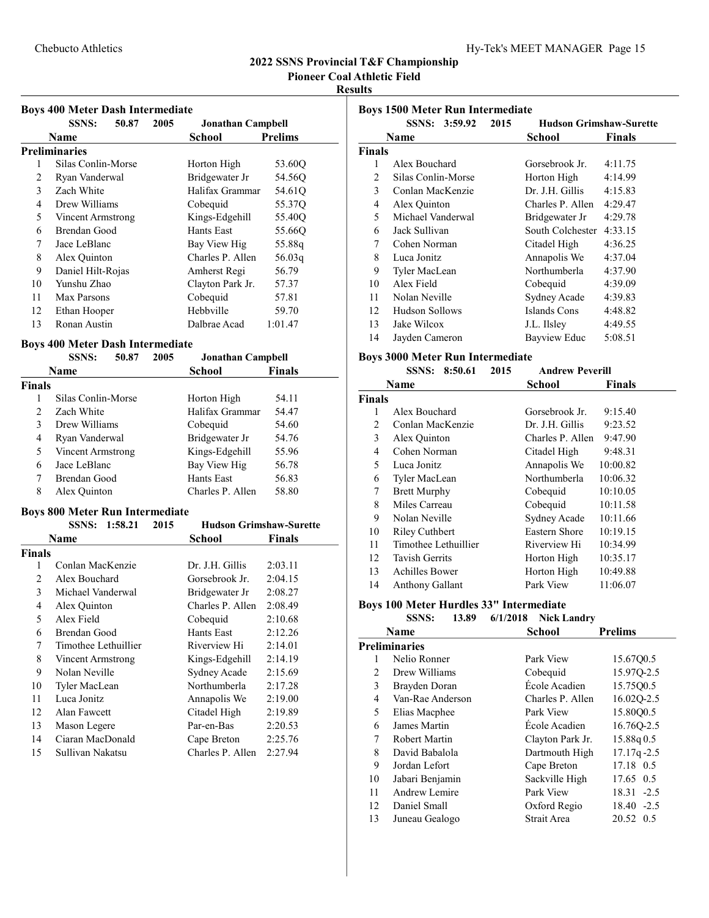## 2022 SSNS Provincial T&F Championship

### Pioneer Coal Athletic Field

### Results

#### Boys 400 Meter Dash Intermediate

SSNS: 50.87 2005 Jonathan Campbell

| | Name | School | Prelims |
|---|---|---|---|
| **Preliminaries** | | | |
| 1 | Silas Conlin-Morse | Horton High | 53.60Q |
| 2 | Ryan Vanderwal | Bridgewater Jr | 54.56Q |
| 3 | Zach White | Halifax Grammar | 54.61Q |
| 4 | Drew Williams | Cobequid | 55.37Q |
| 5 | Vincent Armstrong | Kings-Edgehill | 55.40Q |
| 6 | Brendan Good | Hants East | 55.66Q |
| 7 | Jace LeBlanc | Bay View Hig | 55.88q |
| 8 | Alex Quinton | Charles P. Allen | 56.03q |
| 9 | Daniel Hilt-Rojas | Amherst Regi | 56.79 |
| 10 | Yunshu Zhao | Clayton Park Jr. | 57.37 |
| 11 | Max Parsons | Cobequid | 57.81 |
| 12 | Ethan Hooper | Hebbville | 59.70 |
| 13 | Ronan Austin | Dalbrae Acad | 1:01.47 |

#### Boys 400 Meter Dash Intermediate

SSNS: 50.87 2005 Jonathan Campbell

| | Name | School | Finals |
|---|---|---|---|
| **Finals** | | | |
| 1 | Silas Conlin-Morse | Horton High | 54.11 |
| 2 | Zach White | Halifax Grammar | 54.47 |
| 3 | Drew Williams | Cobequid | 54.60 |
| 4 | Ryan Vanderwal | Bridgewater Jr | 54.76 |
| 5 | Vincent Armstrong | Kings-Edgehill | 55.96 |
| 6 | Jace LeBlanc | Bay View Hig | 56.78 |
| 7 | Brendan Good | Hants East | 56.83 |
| 8 | Alex Quinton | Charles P. Allen | 58.80 |

#### Boys 800 Meter Run Intermediate

SSNS: 1:58.21 2015 Hudson Grimshaw-Surette

| | Name | School | Finals |
|---|---|---|---|
| **Finals** | | | |
| 1 | Conlan MacKenzie | Dr. J.H. Gillis | 2:03.11 |
| 2 | Alex Bouchard | Gorsebrook Jr. | 2:04.15 |
| 3 | Michael Vanderwal | Bridgewater Jr | 2:08.27 |
| 4 | Alex Quinton | Charles P. Allen | 2:08.49 |
| 5 | Alex Field | Cobequid | 2:10.68 |
| 6 | Brendan Good | Hants East | 2:12.26 |
| 7 | Timothee Lethuillier | Riverview Hi | 2:14.01 |
| 8 | Vincent Armstrong | Kings-Edgehill | 2:14.19 |
| 9 | Nolan Neville | Sydney Acade | 2:15.69 |
| 10 | Tyler MacLean | Northumberla | 2:17.28 |
| 11 | Luca Jonitz | Annapolis We | 2:19.00 |
| 12 | Alan Fawcett | Citadel High | 2:19.89 |
| 13 | Mason Legere | Par-en-Bas | 2:20.53 |
| 14 | Ciaran MacDonald | Cape Breton | 2:25.76 |
| 15 | Sullivan Nakatsu | Charles P. Allen | 2:27.94 |

#### Boys 1500 Meter Run Intermediate

SSNS: 3:59.92 2015 Hudson Grimshaw-Surette

| | Name | School | Finals |
|---|---|---|---|
| **Finals** | | | |
| 1 | Alex Bouchard | Gorsebrook Jr. | 4:11.75 |
| 2 | Silas Conlin-Morse | Horton High | 4:14.99 |
| 3 | Conlan MacKenzie | Dr. J.H. Gillis | 4:15.83 |
| 4 | Alex Quinton | Charles P. Allen | 4:29.47 |
| 5 | Michael Vanderwal | Bridgewater Jr | 4:29.78 |
| 6 | Jack Sullivan | South Colchester | 4:33.15 |
| 7 | Cohen Norman | Citadel High | 4:36.25 |
| 8 | Luca Jonitz | Annapolis We | 4:37.04 |
| 9 | Tyler MacLean | Northumberla | 4:37.90 |
| 10 | Alex Field | Cobequid | 4:39.09 |
| 11 | Nolan Neville | Sydney Acade | 4:39.83 |
| 12 | Hudson Sollows | Islands Cons | 4:48.82 |
| 13 | Jake Wilcox | J.L. Ilsley | 4:49.55 |
| 14 | Jayden Cameron | Bayview Educ | 5:08.51 |

#### Boys 3000 Meter Run Intermediate

SSNS: 8:50.61 2015 Andrew Peverill

| | Name | School | Finals |
|---|---|---|---|
| **Finals** | | | |
| 1 | Alex Bouchard | Gorsebrook Jr. | 9:15.40 |
| 2 | Conlan MacKenzie | Dr. J.H. Gillis | 9:23.52 |
| 3 | Alex Quinton | Charles P. Allen | 9:47.90 |
| 4 | Cohen Norman | Citadel High | 9:48.31 |
| 5 | Luca Jonitz | Annapolis We | 10:00.82 |
| 6 | Tyler MacLean | Northumberla | 10:06.32 |
| 7 | Brett Murphy | Cobequid | 10:10.05 |
| 8 | Miles Carreau | Cobequid | 10:11.58 |
| 9 | Nolan Neville | Sydney Acade | 10:11.66 |
| 10 | Riley Cuthbert | Eastern Shore | 10:19.15 |
| 11 | Timothee Lethuillier | Riverview Hi | 10:34.99 |
| 12 | Tavish Gerrits | Horton High | 10:35.17 |
| 13 | Achilles Bower | Horton High | 10:49.88 |
| 14 | Anthony Gallant | Park View | 11:06.07 |

#### Boys 100 Meter Hurdles 33" Intermediate

SSNS: 13.89 6/1/2018 Nick Landry

| | Name | School | Prelims |
|---|---|---|---|
| **Preliminaries** | | | |
| 1 | Nelio Ronner | Park View | 15.67Q0.5 |
| 2 | Drew Williams | Cobequid | 15.97Q-2.5 |
| 3 | Brayden Doran | École Acadien | 15.75Q0.5 |
| 4 | Van-Rae Anderson | Charles P. Allen | 16.02Q-2.5 |
| 5 | Elias Macphee | Park View | 15.80Q0.5 |
| 6 | James Martin | École Acadien | 16.76Q-2.5 |
| 7 | Robert Martin | Clayton Park Jr. | 15.88q 0.5 |
| 8 | David Babalola | Dartmouth High | 17.17q -2.5 |
| 9 | Jordan Lefort | Cape Breton | 17.18 0.5 |
| 10 | Jabari Benjamin | Sackville High | 17.65 0.5 |
| 11 | Andrew Lemire | Park View | 18.31 -2.5 |
| 12 | Daniel Small | Oxford Regio | 18.40 -2.5 |
| 13 | Juneau Gealogo | Strait Area | 20.52 0.5 |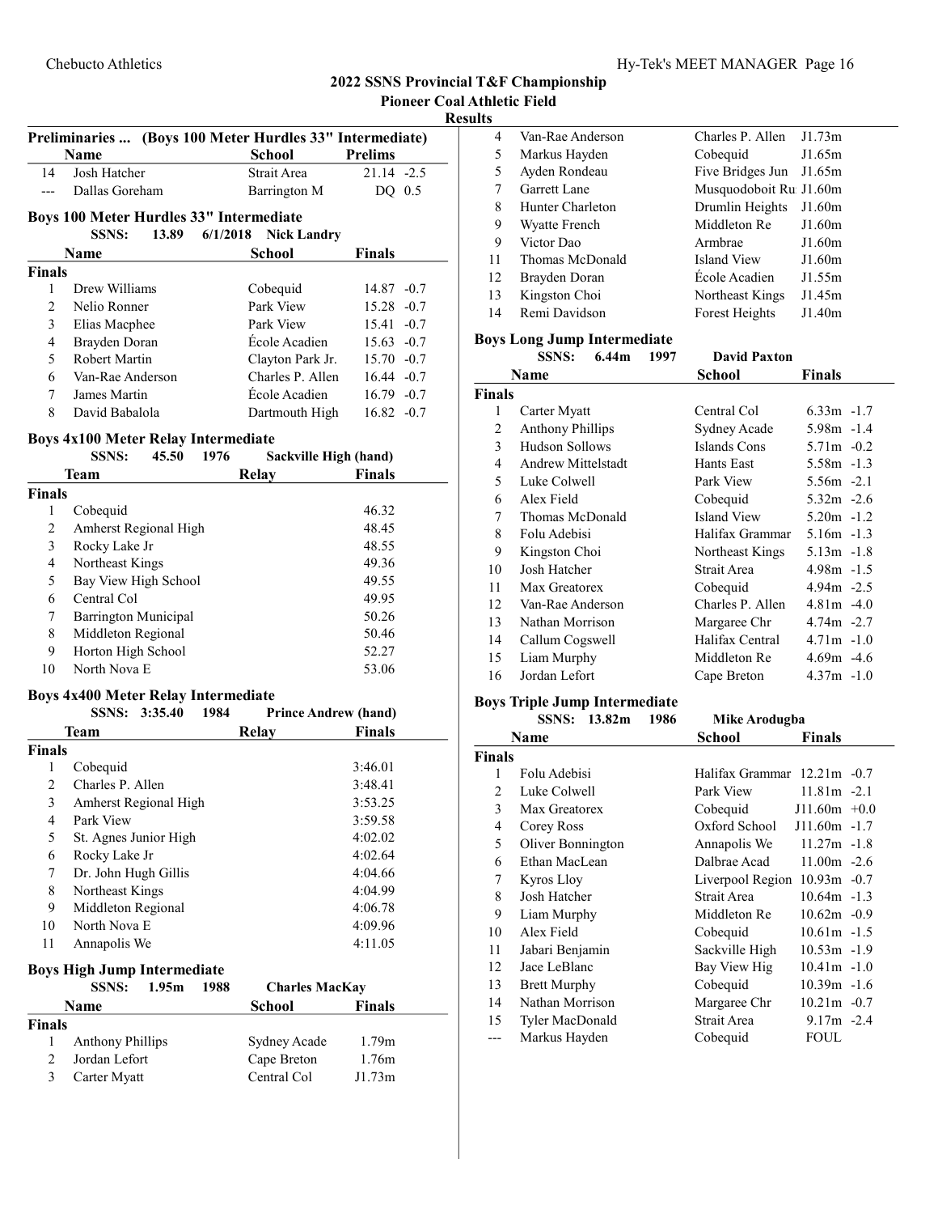## 2022 SSNS Provincial T&F Championship

### Pioneer Coal Athletic Field

### Results

**Preliminaries ... (Boys 100 Meter Hurdles 33" Intermediate)**

| | Name | School | Prelims | |
|---|---|---|---|---|
| 14 | Josh Hatcher | Strait Area | 21.14 | -2.5 |
| --- | Dallas Goreham | Barrington M | DQ | 0.5 |

### Boys 100 Meter Hurdles 33" Intermediate

SSNS: 13.89 6/1/2018 Nick Landry

| | Name | School | Finals | |
|---|---|---|---|---|
| **Finals** | | | | |
| 1 | Drew Williams | Cobequid | 14.87 | -0.7 |
| 2 | Nelio Ronner | Park View | 15.28 | -0.7 |
| 3 | Elias Macphee | Park View | 15.41 | -0.7 |
| 4 | Brayden Doran | École Acadien | 15.63 | -0.7 |
| 5 | Robert Martin | Clayton Park Jr. | 15.70 | -0.7 |
| 6 | Van-Rae Anderson | Charles P. Allen | 16.44 | -0.7 |
| 7 | James Martin | École Acadien | 16.79 | -0.7 |
| 8 | David Babalola | Dartmouth High | 16.82 | -0.7 |

### Boys 4x100 Meter Relay Intermediate

SSNS: 45.50 1976 Sackville High (hand)

| | Team | Relay | Finals |
|---|---|---|---|
| **Finals** | | | |
| 1 | Cobequid | | 46.32 |
| 2 | Amherst Regional High | | 48.45 |
| 3 | Rocky Lake Jr | | 48.55 |
| 4 | Northeast Kings | | 49.36 |
| 5 | Bay View High School | | 49.55 |
| 6 | Central Col | | 49.95 |
| 7 | Barrington Municipal | | 50.26 |
| 8 | Middleton Regional | | 50.46 |
| 9 | Horton High School | | 52.27 |
| 10 | North Nova E | | 53.06 |

### Boys 4x400 Meter Relay Intermediate

SSNS: 3:35.40 1984 Prince Andrew (hand)

| | Team | Relay | Finals |
|---|---|---|---|
| **Finals** | | | |
| 1 | Cobequid | | 3:46.01 |
| 2 | Charles P. Allen | | 3:48.41 |
| 3 | Amherst Regional High | | 3:53.25 |
| 4 | Park View | | 3:59.58 |
| 5 | St. Agnes Junior High | | 4:02.02 |
| 6 | Rocky Lake Jr | | 4:02.64 |
| 7 | Dr. John Hugh Gillis | | 4:04.66 |
| 8 | Northeast Kings | | 4:04.99 |
| 9 | Middleton Regional | | 4:06.78 |
| 10 | North Nova E | | 4:09.96 |
| 11 | Annapolis We | | 4:11.05 |

### Boys High Jump Intermediate

SSNS: 1.95m 1988 Charles MacKay

| | Name | School | Finals |
|---|---|---|---|
| **Finals** | | | |
| 1 | Anthony Phillips | Sydney Acade | 1.79m |
| 2 | Jordan Lefort | Cape Breton | 1.76m |
| 3 | Carter Myatt | Central Col | J1.73m |
| 4 | Van-Rae Anderson | Charles P. Allen | J1.73m |
| 5 | Markus Hayden | Cobequid | J1.65m |
| 5 | Ayden Rondeau | Five Bridges Jun | J1.65m |
| 7 | Garrett Lane | Musquodoboit Ru | J1.60m |
| 8 | Hunter Charleton | Drumlin Heights | J1.60m |
| 9 | Wyatte French | Middleton Re | J1.60m |
| 9 | Victor Dao | Armbrae | J1.60m |
| 11 | Thomas McDonald | Island View | J1.60m |
| 12 | Brayden Doran | École Acadien | J1.55m |
| 13 | Kingston Choi | Northeast Kings | J1.45m |
| 14 | Remi Davidson | Forest Heights | J1.40m |

### Boys Long Jump Intermediate

SSNS: 6.44m 1997 David Paxton

| | Name | School | Finals | |
|---|---|---|---|---|
| **Finals** | | | | |
| 1 | Carter Myatt | Central Col | 6.33m | -1.7 |
| 2 | Anthony Phillips | Sydney Acade | 5.98m | -1.4 |
| 3 | Hudson Sollows | Islands Cons | 5.71m | -0.2 |
| 4 | Andrew Mittelstadt | Hants East | 5.58m | -1.3 |
| 5 | Luke Colwell | Park View | 5.56m | -2.1 |
| 6 | Alex Field | Cobequid | 5.32m | -2.6 |
| 7 | Thomas McDonald | Island View | 5.20m | -1.2 |
| 8 | Folu Adebisi | Halifax Grammar | 5.16m | -1.3 |
| 9 | Kingston Choi | Northeast Kings | 5.13m | -1.8 |
| 10 | Josh Hatcher | Strait Area | 4.98m | -1.5 |
| 11 | Max Greatorex | Cobequid | 4.94m | -2.5 |
| 12 | Van-Rae Anderson | Charles P. Allen | 4.81m | -4.0 |
| 13 | Nathan Morrison | Margaree Chr | 4.74m | -2.7 |
| 14 | Callum Cogswell | Halifax Central | 4.71m | -1.0 |
| 15 | Liam Murphy | Middleton Re | 4.69m | -4.6 |
| 16 | Jordan Lefort | Cape Breton | 4.37m | -1.0 |

### Boys Triple Jump Intermediate

SSNS: 13.82m 1986 Mike Arodugba

| | Name | School | Finals | |
|---|---|---|---|---|
| **Finals** | | | | |
| 1 | Folu Adebisi | Halifax Grammar | 12.21m | -0.7 |
| 2 | Luke Colwell | Park View | 11.81m | -2.1 |
| 3 | Max Greatorex | Cobequid | J11.60m | +0.0 |
| 4 | Corey Ross | Oxford School | J11.60m | -1.7 |
| 5 | Oliver Bonnington | Annapolis We | 11.27m | -1.8 |
| 6 | Ethan MacLean | Dalbrae Acad | 11.00m | -2.6 |
| 7 | Kyros Lloy | Liverpool Region | 10.93m | -0.7 |
| 8 | Josh Hatcher | Strait Area | 10.64m | -1.3 |
| 9 | Liam Murphy | Middleton Re | 10.62m | -0.9 |
| 10 | Alex Field | Cobequid | 10.61m | -1.5 |
| 11 | Jabari Benjamin | Sackville High | 10.53m | -1.9 |
| 12 | Jace LeBlanc | Bay View Hig | 10.41m | -1.0 |
| 13 | Brett Murphy | Cobequid | 10.39m | -1.6 |
| 14 | Nathan Morrison | Margaree Chr | 10.21m | -0.7 |
| 15 | Tyler MacDonald | Strait Area | 9.17m | -2.4 |
| --- | Markus Hayden | Cobequid | FOUL | |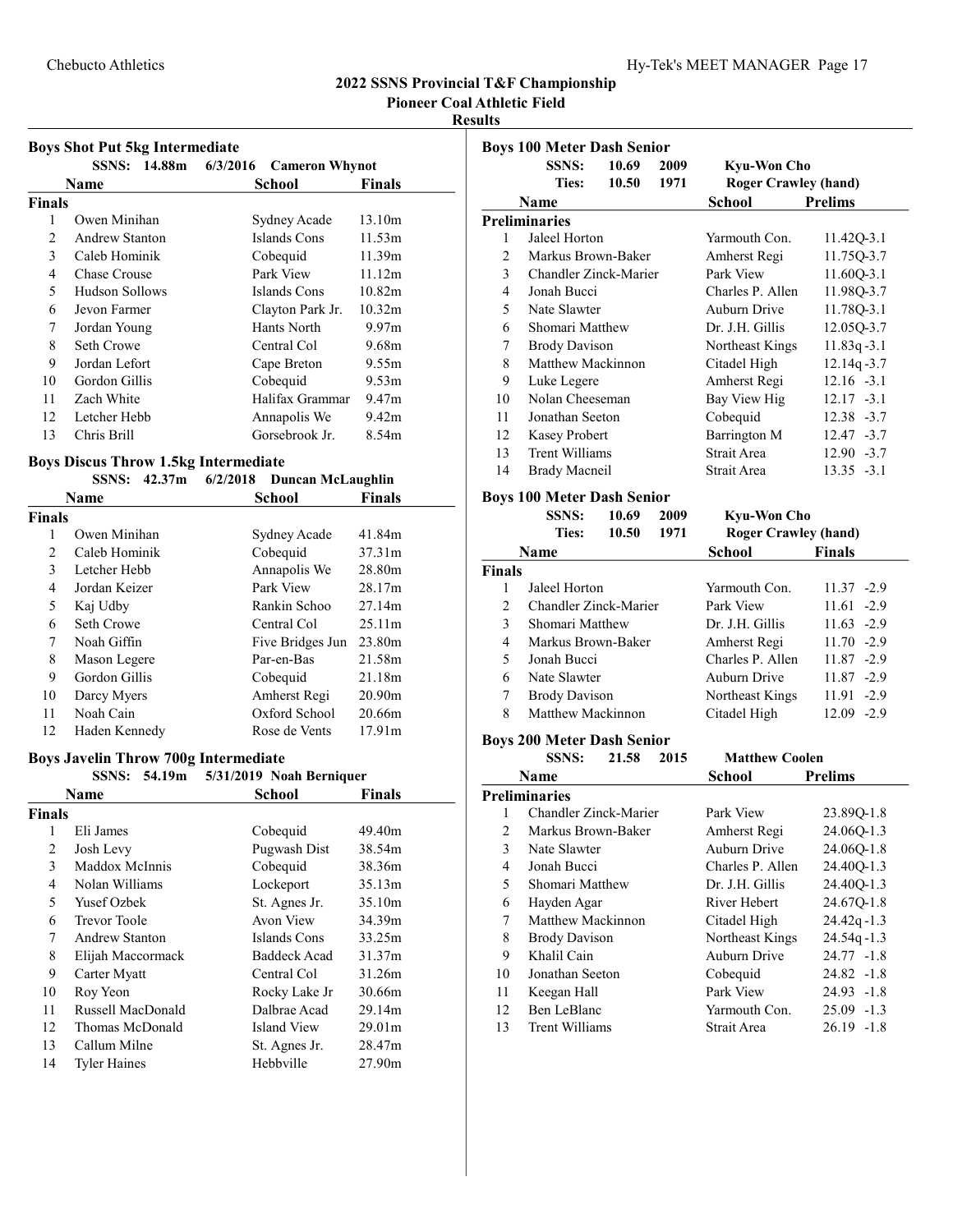## 2022 SSNS Provincial T&F Championship

### Pioneer Coal Athletic Field

### Results

#### Boys Shot Put 5kg Intermediate

SSNS: 14.88m 6/3/2016 Cameron Whynot

| | Name | School | Finals |
|---|---|---|---|
| **Finals** | | | |
| 1 | Owen Minihan | Sydney Acade | 13.10m |
| 2 | Andrew Stanton | Islands Cons | 11.53m |
| 3 | Caleb Hominik | Cobequid | 11.39m |
| 4 | Chase Crouse | Park View | 11.12m |
| 5 | Hudson Sollows | Islands Cons | 10.82m |
| 6 | Jevon Farmer | Clayton Park Jr. | 10.32m |
| 7 | Jordan Young | Hants North | 9.97m |
| 8 | Seth Crowe | Central Col | 9.68m |
| 9 | Jordan Lefort | Cape Breton | 9.55m |
| 10 | Gordon Gillis | Cobequid | 9.53m |
| 11 | Zach White | Halifax Grammar | 9.47m |
| 12 | Letcher Hebb | Annapolis We | 9.42m |
| 13 | Chris Brill | Gorsebrook Jr. | 8.54m |

#### Boys Discus Throw 1.5kg Intermediate

SSNS: 42.37m 6/2/2018 Duncan McLaughlin

| | Name | School | Finals |
|---|---|---|---|
| **Finals** | | | |
| 1 | Owen Minihan | Sydney Acade | 41.84m |
| 2 | Caleb Hominik | Cobequid | 37.31m |
| 3 | Letcher Hebb | Annapolis We | 28.80m |
| 4 | Jordan Keizer | Park View | 28.17m |
| 5 | Kaj Udby | Rankin Schoo | 27.14m |
| 6 | Seth Crowe | Central Col | 25.11m |
| 7 | Noah Giffin | Five Bridges Jun | 23.80m |
| 8 | Mason Legere | Par-en-Bas | 21.58m |
| 9 | Gordon Gillis | Cobequid | 21.18m |
| 10 | Darcy Myers | Amherst Regi | 20.90m |
| 11 | Noah Cain | Oxford School | 20.66m |
| 12 | Haden Kennedy | Rose de Vents | 17.91m |

#### Boys Javelin Throw 700g Intermediate

SSNS: 54.19m 5/31/2019 Noah Berniquer

| | Name | School | Finals |
|---|---|---|---|
| **Finals** | | | |
| 1 | Eli James | Cobequid | 49.40m |
| 2 | Josh Levy | Pugwash Dist | 38.54m |
| 3 | Maddox McInnis | Cobequid | 38.36m |
| 4 | Nolan Williams | Lockeport | 35.13m |
| 5 | Yusef Ozbek | St. Agnes Jr. | 35.10m |
| 6 | Trevor Toole | Avon View | 34.39m |
| 7 | Andrew Stanton | Islands Cons | 33.25m |
| 8 | Elijah Maccormack | Baddeck Acad | 31.37m |
| 9 | Carter Myatt | Central Col | 31.26m |
| 10 | Roy Yeon | Rocky Lake Jr | 30.66m |
| 11 | Russell MacDonald | Dalbrae Acad | 29.14m |
| 12 | Thomas McDonald | Island View | 29.01m |
| 13 | Callum Milne | St. Agnes Jr. | 28.47m |
| 14 | Tyler Haines | Hebbville | 27.90m |

#### Boys 100 Meter Dash Senior

SSNS: 10.69 2009 Kyu-Won Cho
Ties: 10.50 1971 Roger Crawley (hand)

| | Name | School | Prelims |
|---|---|---|---|
| **Preliminaries** | | | |
| 1 | Jaleel Horton | Yarmouth Con. | 11.42Q-3.1 |
| 2 | Markus Brown-Baker | Amherst Regi | 11.75Q-3.7 |
| 3 | Chandler Zinck-Marier | Park View | 11.60Q-3.1 |
| 4 | Jonah Bucci | Charles P. Allen | 11.98Q-3.7 |
| 5 | Nate Slawter | Auburn Drive | 11.78Q-3.1 |
| 6 | Shomari Matthew | Dr. J.H. Gillis | 12.05Q-3.7 |
| 7 | Brody Davison | Northeast Kings | 11.83q -3.1 |
| 8 | Matthew Mackinnon | Citadel High | 12.14q -3.7 |
| 9 | Luke Legere | Amherst Regi | 12.16 -3.1 |
| 10 | Nolan Cheeseman | Bay View Hig | 12.17 -3.1 |
| 11 | Jonathan Seeton | Cobequid | 12.38 -3.7 |
| 12 | Kasey Probert | Barrington M | 12.47 -3.7 |
| 13 | Trent Williams | Strait Area | 12.90 -3.7 |
| 14 | Brady Macneil | Strait Area | 13.35 -3.1 |

#### Boys 100 Meter Dash Senior

SSNS: 10.69 2009 Kyu-Won Cho
Ties: 10.50 1971 Roger Crawley (hand)

| | Name | School | Finals |
|---|---|---|---|
| **Finals** | | | |
| 1 | Jaleel Horton | Yarmouth Con. | 11.37 -2.9 |
| 2 | Chandler Zinck-Marier | Park View | 11.61 -2.9 |
| 3 | Shomari Matthew | Dr. J.H. Gillis | 11.63 -2.9 |
| 4 | Markus Brown-Baker | Amherst Regi | 11.70 -2.9 |
| 5 | Jonah Bucci | Charles P. Allen | 11.87 -2.9 |
| 6 | Nate Slawter | Auburn Drive | 11.87 -2.9 |
| 7 | Brody Davison | Northeast Kings | 11.91 -2.9 |
| 8 | Matthew Mackinnon | Citadel High | 12.09 -2.9 |

#### Boys 200 Meter Dash Senior

SSNS: 21.58 2015 Matthew Coolen

| | Name | School | Prelims |
|---|---|---|---|
| **Preliminaries** | | | |
| 1 | Chandler Zinck-Marier | Park View | 23.89Q-1.8 |
| 2 | Markus Brown-Baker | Amherst Regi | 24.06Q-1.3 |
| 3 | Nate Slawter | Auburn Drive | 24.06Q-1.8 |
| 4 | Jonah Bucci | Charles P. Allen | 24.40Q-1.3 |
| 5 | Shomari Matthew | Dr. J.H. Gillis | 24.40Q-1.3 |
| 6 | Hayden Agar | River Hebert | 24.67Q-1.8 |
| 7 | Matthew Mackinnon | Citadel High | 24.42q -1.3 |
| 8 | Brody Davison | Northeast Kings | 24.54q -1.3 |
| 9 | Khalil Cain | Auburn Drive | 24.77 -1.8 |
| 10 | Jonathan Seeton | Cobequid | 24.82 -1.8 |
| 11 | Keegan Hall | Park View | 24.93 -1.8 |
| 12 | Ben LeBlanc | Yarmouth Con. | 25.09 -1.3 |
| 13 | Trent Williams | Strait Area | 26.19 -1.8 |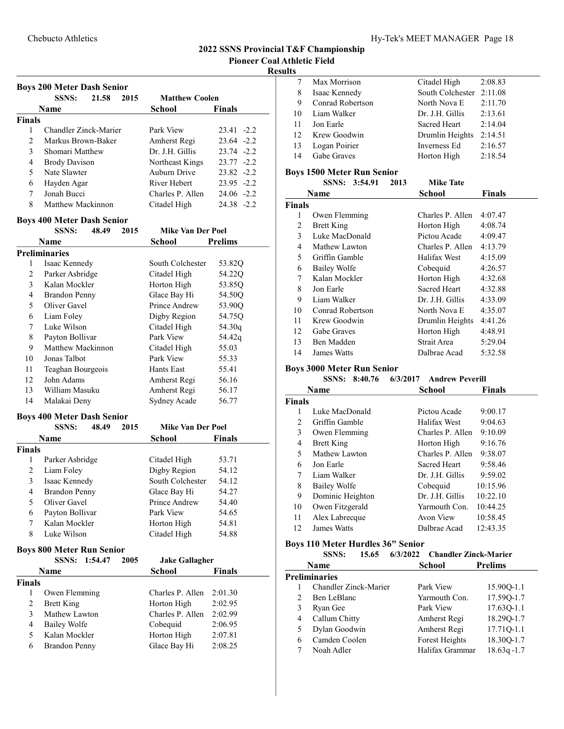## 2022 SSNS Provincial T&F Championship

### Pioneer Coal Athletic Field

### Results

**Boys 200 Meter Dash Senior**

SSNS: 21.58 2015 Matthew Coolen

| | Name | School | Finals | |
|---|---|---|---|---|
| **Finals** | | | | |
| 1 | Chandler Zinck-Marier | Park View | 23.41 | -2.2 |
| 2 | Markus Brown-Baker | Amherst Regi | 23.64 | -2.2 |
| 3 | Shomari Matthew | Dr. J.H. Gillis | 23.74 | -2.2 |
| 4 | Brody Davison | Northeast Kings | 23.77 | -2.2 |
| 5 | Nate Slawter | Auburn Drive | 23.82 | -2.2 |
| 6 | Hayden Agar | River Hebert | 23.95 | -2.2 |
| 7 | Jonah Bucci | Charles P. Allen | 24.06 | -2.2 |
| 8 | Matthew Mackinnon | Citadel High | 24.38 | -2.2 |

**Boys 400 Meter Dash Senior**

SSNS: 48.49 2015 Mike Van Der Poel

| | Name | School | Prelims |
|---|---|---|---|
| **Preliminaries** | | | |
| 1 | Isaac Kennedy | South Colchester | 53.82Q |
| 2 | Parker Asbridge | Citadel High | 54.22Q |
| 3 | Kalan Mockler | Horton High | 53.85Q |
| 4 | Brandon Penny | Glace Bay Hi | 54.50Q |
| 5 | Oliver Gavel | Prince Andrew | 53.90Q |
| 6 | Liam Foley | Digby Region | 54.75Q |
| 7 | Luke Wilson | Citadel High | 54.30q |
| 8 | Payton Bollivar | Park View | 54.42q |
| 9 | Matthew Mackinnon | Citadel High | 55.03 |
| 10 | Jonas Talbot | Park View | 55.33 |
| 11 | Teaghan Bourgeois | Hants East | 55.41 |
| 12 | John Adams | Amherst Regi | 56.16 |
| 13 | William Masuku | Amherst Regi | 56.17 |
| 14 | Malakai Deny | Sydney Acade | 56.77 |

**Boys 400 Meter Dash Senior**

SSNS: 48.49 2015 Mike Van Der Poel

| | Name | School | Finals |
|---|---|---|---|
| **Finals** | | | |
| 1 | Parker Asbridge | Citadel High | 53.71 |
| 2 | Liam Foley | Digby Region | 54.12 |
| 3 | Isaac Kennedy | South Colchester | 54.12 |
| 4 | Brandon Penny | Glace Bay Hi | 54.27 |
| 5 | Oliver Gavel | Prince Andrew | 54.40 |
| 6 | Payton Bollivar | Park View | 54.65 |
| 7 | Kalan Mockler | Horton High | 54.81 |
| 8 | Luke Wilson | Citadel High | 54.88 |

**Boys 800 Meter Run Senior**

SSNS: 1:54.47 2005 Jake Gallagher

| | Name | School | Finals |
|---|---|---|---|
| **Finals** | | | |
| 1 | Owen Flemming | Charles P. Allen | 2:01.30 |
| 2 | Brett King | Horton High | 2:02.95 |
| 3 | Mathew Lawton | Charles P. Allen | 2:02.99 |
| 4 | Bailey Wolfe | Cobequid | 2:06.95 |
| 5 | Kalan Mockler | Horton High | 2:07.81 |
| 6 | Brandon Penny | Glace Bay Hi | 2:08.25 |
| 7 | Max Morrison | Citadel High | 2:08.83 |
| 8 | Isaac Kennedy | South Colchester | 2:11.08 |
| 9 | Conrad Robertson | North Nova E | 2:11.70 |
| 10 | Liam Walker | Dr. J.H. Gillis | 2:13.61 |
| 11 | Jon Earle | Sacred Heart | 2:14.04 |
| 12 | Krew Goodwin | Drumlin Heights | 2:14.51 |
| 13 | Logan Poirier | Inverness Ed | 2:16.57 |
| 14 | Gabe Graves | Horton High | 2:18.54 |

**Boys 1500 Meter Run Senior**

SSNS: 3:54.91 2013 Mike Tate

| | Name | School | Finals |
|---|---|---|---|
| **Finals** | | | |
| 1 | Owen Flemming | Charles P. Allen | 4:07.47 |
| 2 | Brett King | Horton High | 4:08.74 |
| 3 | Luke MacDonald | Pictou Acade | 4:09.47 |
| 4 | Mathew Lawton | Charles P. Allen | 4:13.79 |
| 5 | Griffin Gamble | Halifax West | 4:15.09 |
| 6 | Bailey Wolfe | Cobequid | 4:26.57 |
| 7 | Kalan Mockler | Horton High | 4:32.68 |
| 8 | Jon Earle | Sacred Heart | 4:32.88 |
| 9 | Liam Walker | Dr. J.H. Gillis | 4:33.09 |
| 10 | Conrad Robertson | North Nova E | 4:35.07 |
| 11 | Krew Goodwin | Drumlin Heights | 4:41.26 |
| 12 | Gabe Graves | Horton High | 4:48.91 |
| 13 | Ben Madden | Strait Area | 5:29.04 |
| 14 | James Watts | Dalbrae Acad | 5:32.58 |

**Boys 3000 Meter Run Senior**

SSNS: 8:40.76 6/3/2017 Andrew Peverill

| | Name | School | Finals |
|---|---|---|---|
| **Finals** | | | |
| 1 | Luke MacDonald | Pictou Acade | 9:00.17 |
| 2 | Griffin Gamble | Halifax West | 9:04.63 |
| 3 | Owen Flemming | Charles P. Allen | 9:10.09 |
| 4 | Brett King | Horton High | 9:16.76 |
| 5 | Mathew Lawton | Charles P. Allen | 9:38.07 |
| 6 | Jon Earle | Sacred Heart | 9:58.46 |
| 7 | Liam Walker | Dr. J.H. Gillis | 9:59.02 |
| 8 | Bailey Wolfe | Cobequid | 10:15.96 |
| 9 | Dominic Heighton | Dr. J.H. Gillis | 10:22.10 |
| 10 | Owen Fitzgerald | Yarmouth Con. | 10:44.25 |
| 11 | Alex Labrecque | Avon View | 10:58.45 |
| 12 | James Watts | Dalbrae Acad | 12:43.35 |

**Boys 110 Meter Hurdles 36" Senior**

SSNS: 15.65 6/3/2022 Chandler Zinck-Marier

| | Name | School | Prelims |
|---|---|---|---|
| **Preliminaries** | | | |
| 1 | Chandler Zinck-Marier | Park View | 15.90Q-1.1 |
| 2 | Ben LeBlanc | Yarmouth Con. | 17.59Q-1.7 |
| 3 | Ryan Gee | Park View | 17.63Q-1.1 |
| 4 | Callum Chitty | Amherst Regi | 18.29Q-1.7 |
| 5 | Dylan Goodwin | Amherst Regi | 17.71Q-1.1 |
| 6 | Camden Coolen | Forest Heights | 18.30Q-1.7 |
| 7 | Noah Adler | Halifax Grammar | 18.63q -1.7 |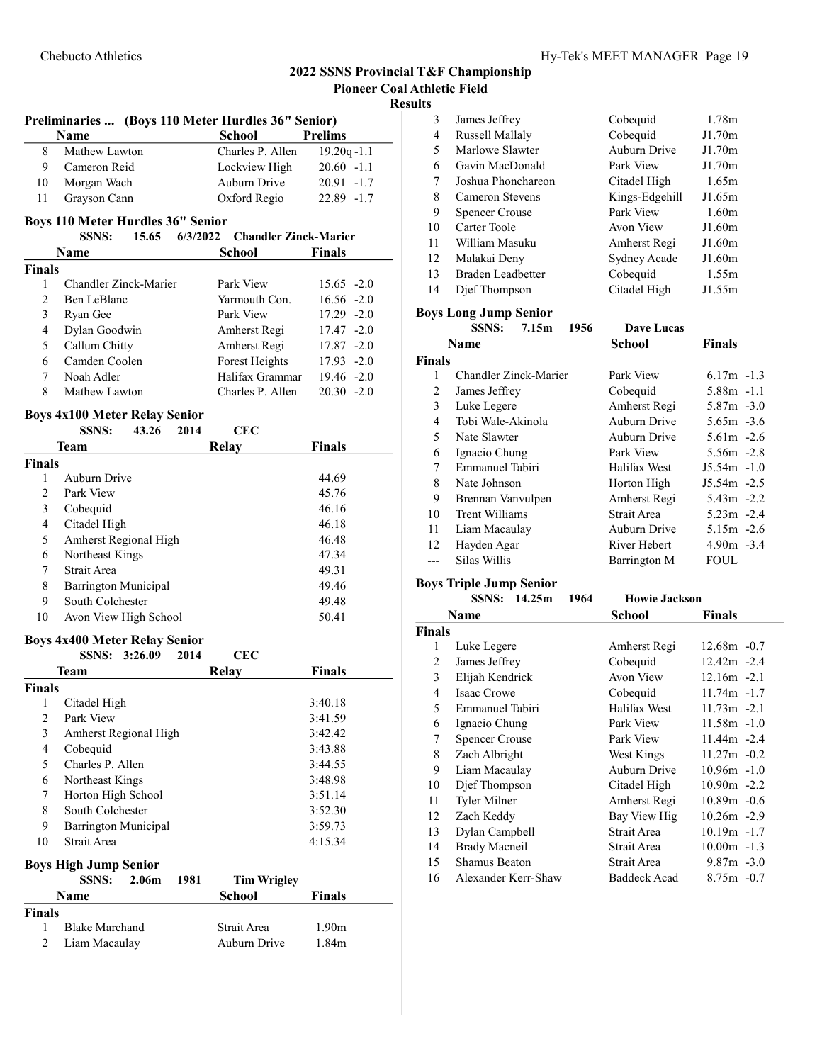# 2022 SSNS Provincial T&F Championship

## Pioneer Coal Athletic Field

### Results

**Preliminaries ... (Boys 110 Meter Hurdles 36" Senior)**

| | Name | School | Prelims |
|---|---|---|---|
| 8 | Mathew Lawton | Charles P. Allen | 19.20q -1.1 |
| 9 | Cameron Reid | Lockview High | 20.60 -1.1 |
| 10 | Morgan Wach | Auburn Drive | 20.91 -1.7 |
| 11 | Grayson Cann | Oxford Regio | 22.89 -1.7 |

### Boys 110 Meter Hurdles 36" Senior

SSNS: 15.65 6/3/2022 Chandler Zinck-Marier

| | Name | School | Finals |
|---|---|---|---|
| **Finals** | | | |
| 1 | Chandler Zinck-Marier | Park View | 15.65 -2.0 |
| 2 | Ben LeBlanc | Yarmouth Con. | 16.56 -2.0 |
| 3 | Ryan Gee | Park View | 17.29 -2.0 |
| 4 | Dylan Goodwin | Amherst Regi | 17.47 -2.0 |
| 5 | Callum Chitty | Amherst Regi | 17.87 -2.0 |
| 6 | Camden Coolen | Forest Heights | 17.93 -2.0 |
| 7 | Noah Adler | Halifax Grammar | 19.46 -2.0 |
| 8 | Mathew Lawton | Charles P. Allen | 20.30 -2.0 |

### Boys 4x100 Meter Relay Senior

SSNS: 43.26 2014 CEC

| | Team | Relay | Finals |
|---|---|---|---|
| **Finals** | | | |
| 1 | Auburn Drive | | 44.69 |
| 2 | Park View | | 45.76 |
| 3 | Cobequid | | 46.16 |
| 4 | Citadel High | | 46.18 |
| 5 | Amherst Regional High | | 46.48 |
| 6 | Northeast Kings | | 47.34 |
| 7 | Strait Area | | 49.31 |
| 8 | Barrington Municipal | | 49.46 |
| 9 | South Colchester | | 49.48 |
| 10 | Avon View High School | | 50.41 |

### Boys 4x400 Meter Relay Senior

SSNS: 3:26.09 2014 CEC

| | Team | Relay | Finals |
|---|---|---|---|
| **Finals** | | | |
| 1 | Citadel High | | 3:40.18 |
| 2 | Park View | | 3:41.59 |
| 3 | Amherst Regional High | | 3:42.42 |
| 4 | Cobequid | | 3:43.88 |
| 5 | Charles P. Allen | | 3:44.55 |
| 6 | Northeast Kings | | 3:48.98 |
| 7 | Horton High School | | 3:51.14 |
| 8 | South Colchester | | 3:52.30 |
| 9 | Barrington Municipal | | 3:59.73 |
| 10 | Strait Area | | 4:15.34 |

### Boys High Jump Senior

SSNS: 2.06m 1981 Tim Wrigley

| | Name | School | Finals |
|---|---|---|---|
| **Finals** | | | |
| 1 | Blake Marchand | Strait Area | 1.90m |
| 2 | Liam Macaulay | Auburn Drive | 1.84m |
| 3 | James Jeffrey | Cobequid | 1.78m |
| 4 | Russell Mallaly | Cobequid | J1.70m |
| 5 | Marlowe Slawter | Auburn Drive | J1.70m |
| 6 | Gavin MacDonald | Park View | J1.70m |
| 7 | Joshua Phonchareon | Citadel High | 1.65m |
| 8 | Cameron Stevens | Kings-Edgehill | J1.65m |
| 9 | Spencer Crouse | Park View | 1.60m |
| 10 | Carter Toole | Avon View | J1.60m |
| 11 | William Masuku | Amherst Regi | J1.60m |
| 12 | Malakai Deny | Sydney Acade | J1.60m |
| 13 | Braden Leadbetter | Cobequid | 1.55m |
| 14 | Djef Thompson | Citadel High | J1.55m |

### Boys Long Jump Senior

SSNS: 7.15m 1956 Dave Lucas

| | Name | School | Finals |
|---|---|---|---|
| **Finals** | | | |
| 1 | Chandler Zinck-Marier | Park View | 6.17m -1.3 |
| 2 | James Jeffrey | Cobequid | 5.88m -1.1 |
| 3 | Luke Legere | Amherst Regi | 5.87m -3.0 |
| 4 | Tobi Wale-Akinola | Auburn Drive | 5.65m -3.6 |
| 5 | Nate Slawter | Auburn Drive | 5.61m -2.6 |
| 6 | Ignacio Chung | Park View | 5.56m -2.8 |
| 7 | Emmanuel Tabiri | Halifax West | J5.54m -1.0 |
| 8 | Nate Johnson | Horton High | J5.54m -2.5 |
| 9 | Brennan Vanvulpen | Amherst Regi | 5.43m -2.2 |
| 10 | Trent Williams | Strait Area | 5.23m -2.4 |
| 11 | Liam Macaulay | Auburn Drive | 5.15m -2.6 |
| 12 | Hayden Agar | River Hebert | 4.90m -3.4 |
| --- | Silas Willis | Barrington M | FOUL |

### Boys Triple Jump Senior

SSNS: 14.25m 1964 Howie Jackson

| | Name | School | Finals |
|---|---|---|---|
| **Finals** | | | |
| 1 | Luke Legere | Amherst Regi | 12.68m -0.7 |
| 2 | James Jeffrey | Cobequid | 12.42m -2.4 |
| 3 | Elijah Kendrick | Avon View | 12.16m -2.1 |
| 4 | Isaac Crowe | Cobequid | 11.74m -1.7 |
| 5 | Emmanuel Tabiri | Halifax West | 11.73m -2.1 |
| 6 | Ignacio Chung | Park View | 11.58m -1.0 |
| 7 | Spencer Crouse | Park View | 11.44m -2.4 |
| 8 | Zach Albright | West Kings | 11.27m -0.2 |
| 9 | Liam Macaulay | Auburn Drive | 10.96m -1.0 |
| 10 | Djef Thompson | Citadel High | 10.90m -2.2 |
| 11 | Tyler Milner | Amherst Regi | 10.89m -0.6 |
| 12 | Zach Keddy | Bay View Hig | 10.26m -2.9 |
| 13 | Dylan Campbell | Strait Area | 10.19m -1.7 |
| 14 | Brady Macneil | Strait Area | 10.00m -1.3 |
| 15 | Shamus Beaton | Strait Area | 9.87m -3.0 |
| 16 | Alexander Kerr-Shaw | Baddeck Acad | 8.75m -0.7 |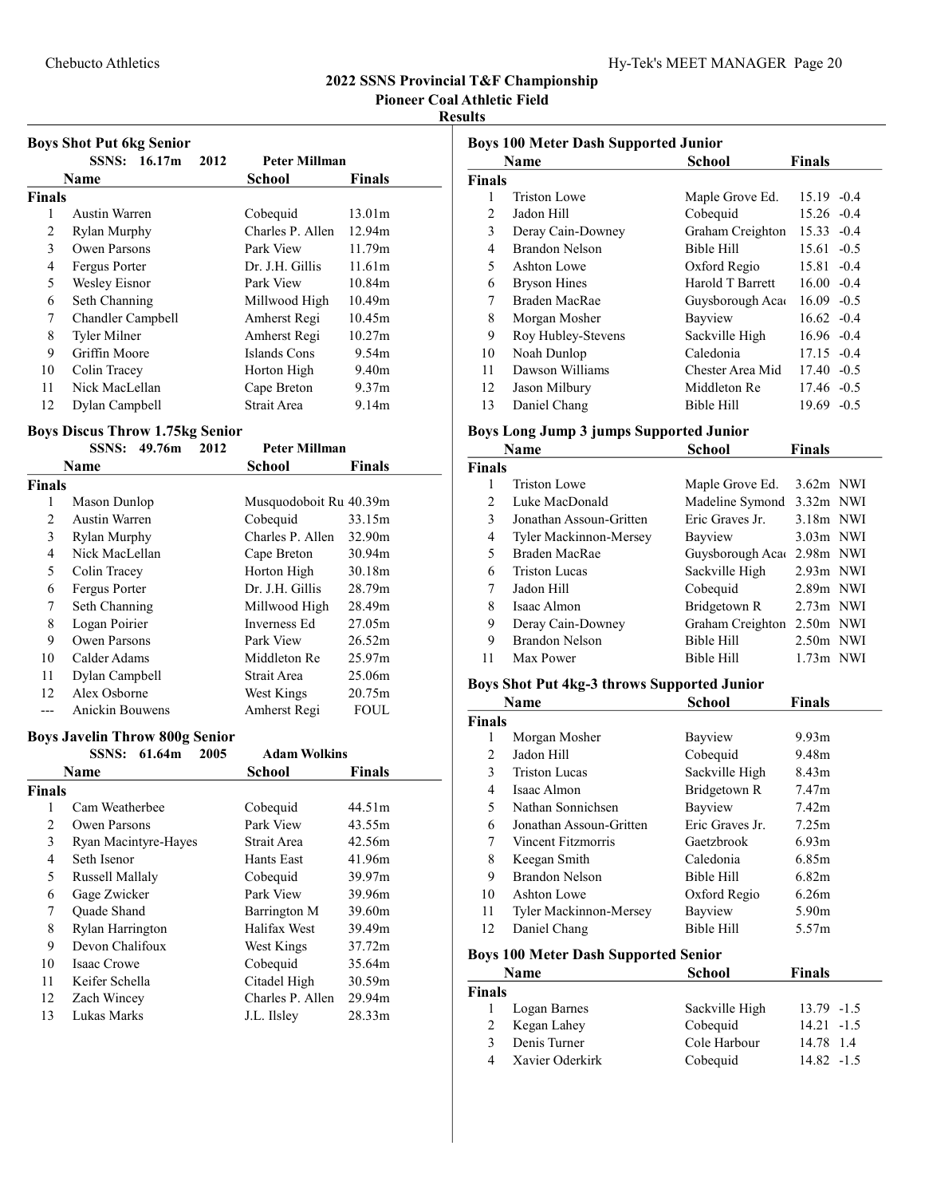## 2022 SSNS Provincial T&F Championship

### Pioneer Coal Athletic Field

### Results

#### Boys Shot Put 6kg Senior

SSNS: 16.17m 2012 Peter Millman

| | Name | School | Finals |
|---|---|---|---|
| **Finals** | | | |
| 1 | Austin Warren | Cobequid | 13.01m |
| 2 | Rylan Murphy | Charles P. Allen | 12.94m |
| 3 | Owen Parsons | Park View | 11.79m |
| 4 | Fergus Porter | Dr. J.H. Gillis | 11.61m |
| 5 | Wesley Eisnor | Park View | 10.84m |
| 6 | Seth Channing | Millwood High | 10.49m |
| 7 | Chandler Campbell | Amherst Regi | 10.45m |
| 8 | Tyler Milner | Amherst Regi | 10.27m |
| 9 | Griffin Moore | Islands Cons | 9.54m |
| 10 | Colin Tracey | Horton High | 9.40m |
| 11 | Nick MacLellan | Cape Breton | 9.37m |
| 12 | Dylan Campbell | Strait Area | 9.14m |

#### Boys Discus Throw 1.75kg Senior

SSNS: 49.76m 2012 Peter Millman

| | Name | School | Finals |
|---|---|---|---|
| **Finals** | | | |
| 1 | Mason Dunlop | Musquodoboit Ru | 40.39m |
| 2 | Austin Warren | Cobequid | 33.15m |
| 3 | Rylan Murphy | Charles P. Allen | 32.90m |
| 4 | Nick MacLellan | Cape Breton | 30.94m |
| 5 | Colin Tracey | Horton High | 30.18m |
| 6 | Fergus Porter | Dr. J.H. Gillis | 28.79m |
| 7 | Seth Channing | Millwood High | 28.49m |
| 8 | Logan Poirier | Inverness Ed | 27.05m |
| 9 | Owen Parsons | Park View | 26.52m |
| 10 | Calder Adams | Middleton Re | 25.97m |
| 11 | Dylan Campbell | Strait Area | 25.06m |
| 12 | Alex Osborne | West Kings | 20.75m |
| --- | Anickin Bouwens | Amherst Regi | FOUL |

#### Boys Javelin Throw 800g Senior

SSNS: 61.64m 2005 Adam Wolkins

| | Name | School | Finals |
|---|---|---|---|
| **Finals** | | | |
| 1 | Cam Weatherbee | Cobequid | 44.51m |
| 2 | Owen Parsons | Park View | 43.55m |
| 3 | Ryan Macintyre-Hayes | Strait Area | 42.56m |
| 4 | Seth Isenor | Hants East | 41.96m |
| 5 | Russell Mallaly | Cobequid | 39.97m |
| 6 | Gage Zwicker | Park View | 39.96m |
| 7 | Quade Shand | Barrington M | 39.60m |
| 8 | Rylan Harrington | Halifax West | 39.49m |
| 9 | Devon Chalifoux | West Kings | 37.72m |
| 10 | Isaac Crowe | Cobequid | 35.64m |
| 11 | Keifer Schella | Citadel High | 30.59m |
| 12 | Zach Wincey | Charles P. Allen | 29.94m |
| 13 | Lukas Marks | J.L. Ilsley | 28.33m |

#### Boys 100 Meter Dash Supported Junior

| | Name | School | Finals | |
|---|---|---|---|---|
| **Finals** | | | | |
| 1 | Triston Lowe | Maple Grove Ed. | 15.19 | -0.4 |
| 2 | Jadon Hill | Cobequid | 15.26 | -0.4 |
| 3 | Deray Cain-Downey | Graham Creighton | 15.33 | -0.4 |
| 4 | Brandon Nelson | Bible Hill | 15.61 | -0.5 |
| 5 | Ashton Lowe | Oxford Regio | 15.81 | -0.4 |
| 6 | Bryson Hines | Harold T Barrett | 16.00 | -0.4 |
| 7 | Braden MacRae | Guysborough Aca | 16.09 | -0.5 |
| 8 | Morgan Mosher | Bayview | 16.62 | -0.4 |
| 9 | Roy Hubley-Stevens | Sackville High | 16.96 | -0.4 |
| 10 | Noah Dunlop | Caledonia | 17.15 | -0.4 |
| 11 | Dawson Williams | Chester Area Mid | 17.40 | -0.5 |
| 12 | Jason Milbury | Middleton Re | 17.46 | -0.5 |
| 13 | Daniel Chang | Bible Hill | 19.69 | -0.5 |

#### Boys Long Jump 3 jumps Supported Junior

| | Name | School | Finals | |
|---|---|---|---|---|
| **Finals** | | | | |
| 1 | Triston Lowe | Maple Grove Ed. | 3.62m | NWI |
| 2 | Luke MacDonald | Madeline Symond | 3.32m | NWI |
| 3 | Jonathan Assoun-Gritten | Eric Graves Jr. | 3.18m | NWI |
| 4 | Tyler Mackinnon-Mersey | Bayview | 3.03m | NWI |
| 5 | Braden MacRae | Guysborough Aca | 2.98m | NWI |
| 6 | Triston Lucas | Sackville High | 2.93m | NWI |
| 7 | Jadon Hill | Cobequid | 2.89m | NWI |
| 8 | Isaac Almon | Bridgetown R | 2.73m | NWI |
| 9 | Deray Cain-Downey | Graham Creighton | 2.50m | NWI |
| 9 | Brandon Nelson | Bible Hill | 2.50m | NWI |
| 11 | Max Power | Bible Hill | 1.73m | NWI |

#### Boys Shot Put 4kg-3 throws Supported Junior

| | Name | School | Finals |
|---|---|---|---|
| **Finals** | | | |
| 1 | Morgan Mosher | Bayview | 9.93m |
| 2 | Jadon Hill | Cobequid | 9.48m |
| 3 | Triston Lucas | Sackville High | 8.43m |
| 4 | Isaac Almon | Bridgetown R | 7.47m |
| 5 | Nathan Sonnichsen | Bayview | 7.42m |
| 6 | Jonathan Assoun-Gritten | Eric Graves Jr. | 7.25m |
| 7 | Vincent Fitzmorris | Gaetzbrook | 6.93m |
| 8 | Keegan Smith | Caledonia | 6.85m |
| 9 | Brandon Nelson | Bible Hill | 6.82m |
| 10 | Ashton Lowe | Oxford Regio | 6.26m |
| 11 | Tyler Mackinnon-Mersey | Bayview | 5.90m |
| 12 | Daniel Chang | Bible Hill | 5.57m |

#### Boys 100 Meter Dash Supported Senior

| | Name | School | Finals | |
|---|---|---|---|---|
| **Finals** | | | | |
| 1 | Logan Barnes | Sackville High | 13.79 | -1.5 |
| 2 | Kegan Lahey | Cobequid | 14.21 | -1.5 |
| 3 | Denis Turner | Cole Harbour | 14.78 | 1.4 |
| 4 | Xavier Oderkirk | Cobequid | 14.82 | -1.5 |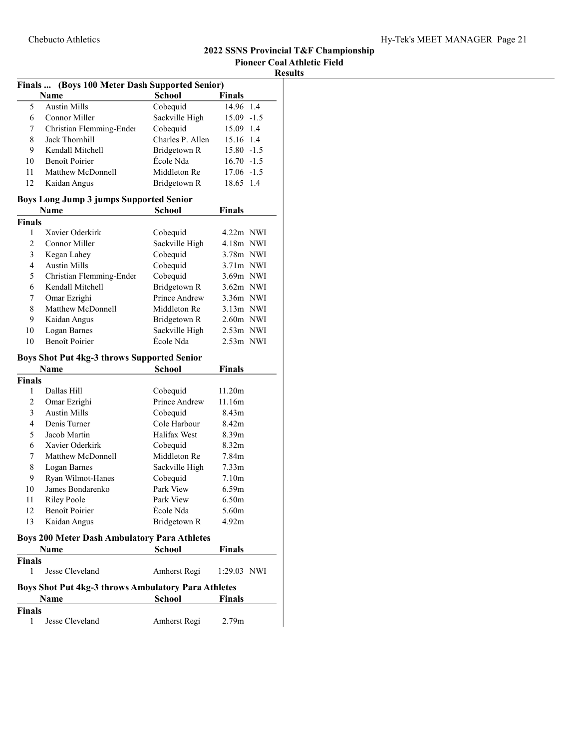## 2022 SSNS Provincial T&F Championship
## Pioneer Coal Athletic Field
## Results

### Finals ... (Boys 100 Meter Dash Supported Senior)

| | Name | School | Finals | |
|---|---|---|---|---|
| 5 | Austin Mills | Cobequid | 14.96 | 1.4 |
| 6 | Connor Miller | Sackville High | 15.09 | -1.5 |
| 7 | Christian Flemming-Ender | Cobequid | 15.09 | 1.4 |
| 8 | Jack Thornhill | Charles P. Allen | 15.16 | 1.4 |
| 9 | Kendall Mitchell | Bridgetown R | 15.80 | -1.5 |
| 10 | Benoît Poirier | École Nda | 16.70 | -1.5 |
| 11 | Matthew McDonnell | Middleton Re | 17.06 | -1.5 |
| 12 | Kaidan Angus | Bridgetown R | 18.65 | 1.4 |

### Boys Long Jump 3 jumps Supported Senior

**Finals**

| | Name | School | Finals | |
|---|---|---|---|---|
| 1 | Xavier Oderkirk | Cobequid | 4.22m | NWI |
| 2 | Connor Miller | Sackville High | 4.18m | NWI |
| 3 | Kegan Lahey | Cobequid | 3.78m | NWI |
| 4 | Austin Mills | Cobequid | 3.71m | NWI |
| 5 | Christian Flemming-Ender | Cobequid | 3.69m | NWI |
| 6 | Kendall Mitchell | Bridgetown R | 3.62m | NWI |
| 7 | Omar Ezrighi | Prince Andrew | 3.36m | NWI |
| 8 | Matthew McDonnell | Middleton Re | 3.13m | NWI |
| 9 | Kaidan Angus | Bridgetown R | 2.60m | NWI |
| 10 | Logan Barnes | Sackville High | 2.53m | NWI |
| 10 | Benoît Poirier | École Nda | 2.53m | NWI |

### Boys Shot Put 4kg-3 throws Supported Senior

**Finals**

| | Name | School | Finals |
|---|---|---|---|
| 1 | Dallas Hill | Cobequid | 11.20m |
| 2 | Omar Ezrighi | Prince Andrew | 11.16m |
| 3 | Austin Mills | Cobequid | 8.43m |
| 4 | Denis Turner | Cole Harbour | 8.42m |
| 5 | Jacob Martin | Halifax West | 8.39m |
| 6 | Xavier Oderkirk | Cobequid | 8.32m |
| 7 | Matthew McDonnell | Middleton Re | 7.84m |
| 8 | Logan Barnes | Sackville High | 7.33m |
| 9 | Ryan Wilmot-Hanes | Cobequid | 7.10m |
| 10 | James Bondarenko | Park View | 6.59m |
| 11 | Riley Poole | Park View | 6.50m |
| 12 | Benoît Poirier | École Nda | 5.60m |
| 13 | Kaidan Angus | Bridgetown R | 4.92m |

### Boys 200 Meter Dash Ambulatory Para Athletes

**Finals**

| | Name | School | Finals | |
|---|---|---|---|---|
| 1 | Jesse Cleveland | Amherst Regi | 1:29.03 | NWI |

### Boys Shot Put 4kg-3 throws Ambulatory Para Athletes

**Finals**

| | Name | School | Finals |
|---|---|---|---|
| 1 | Jesse Cleveland | Amherst Regi | 2.79m |